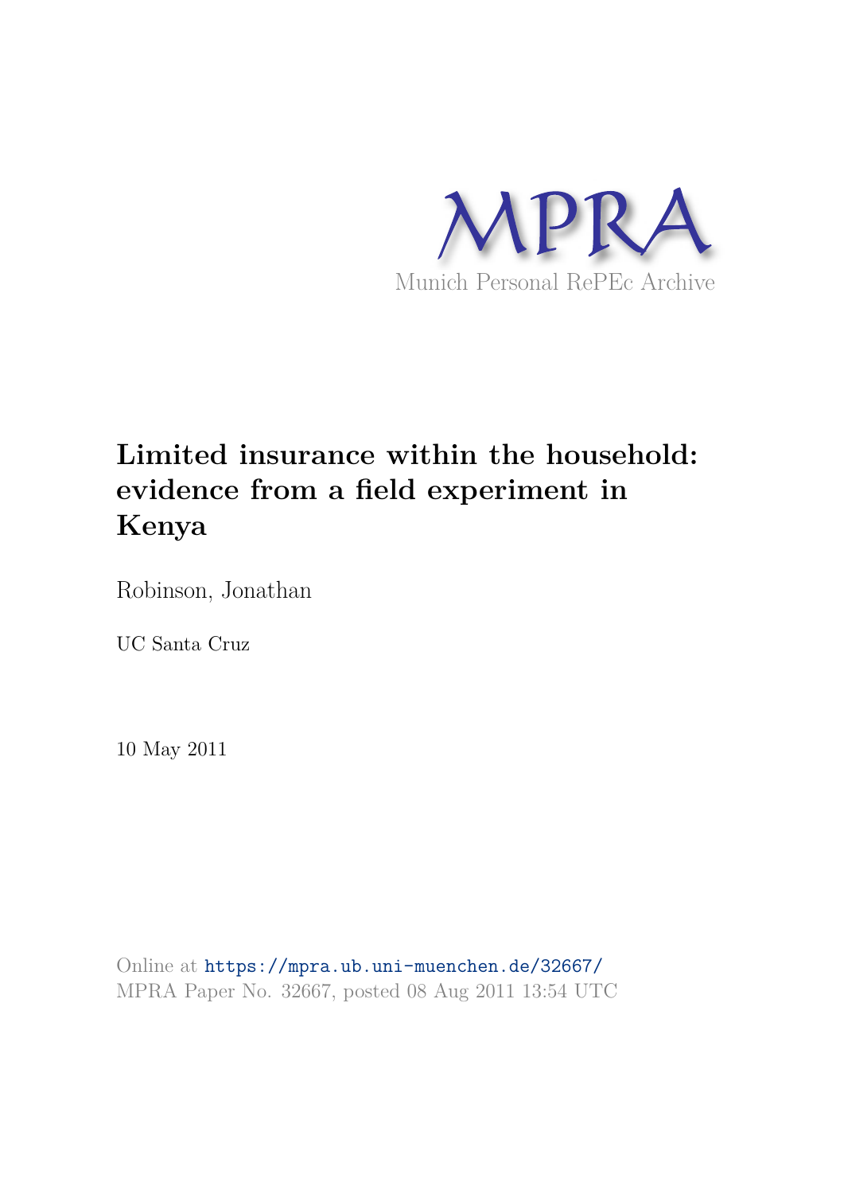MPRA

Munich Personal RePEc Archive

# Limited insurance within the household: evidence from a field experiment in Kenya

Robinson, Jonathan

UC Santa Cruz

10 May 2011

Online at https://mpra.ub.uni-muenchen.de/32667/
MPRA Paper No. 32667, posted 08 Aug 2011 13:54 UTC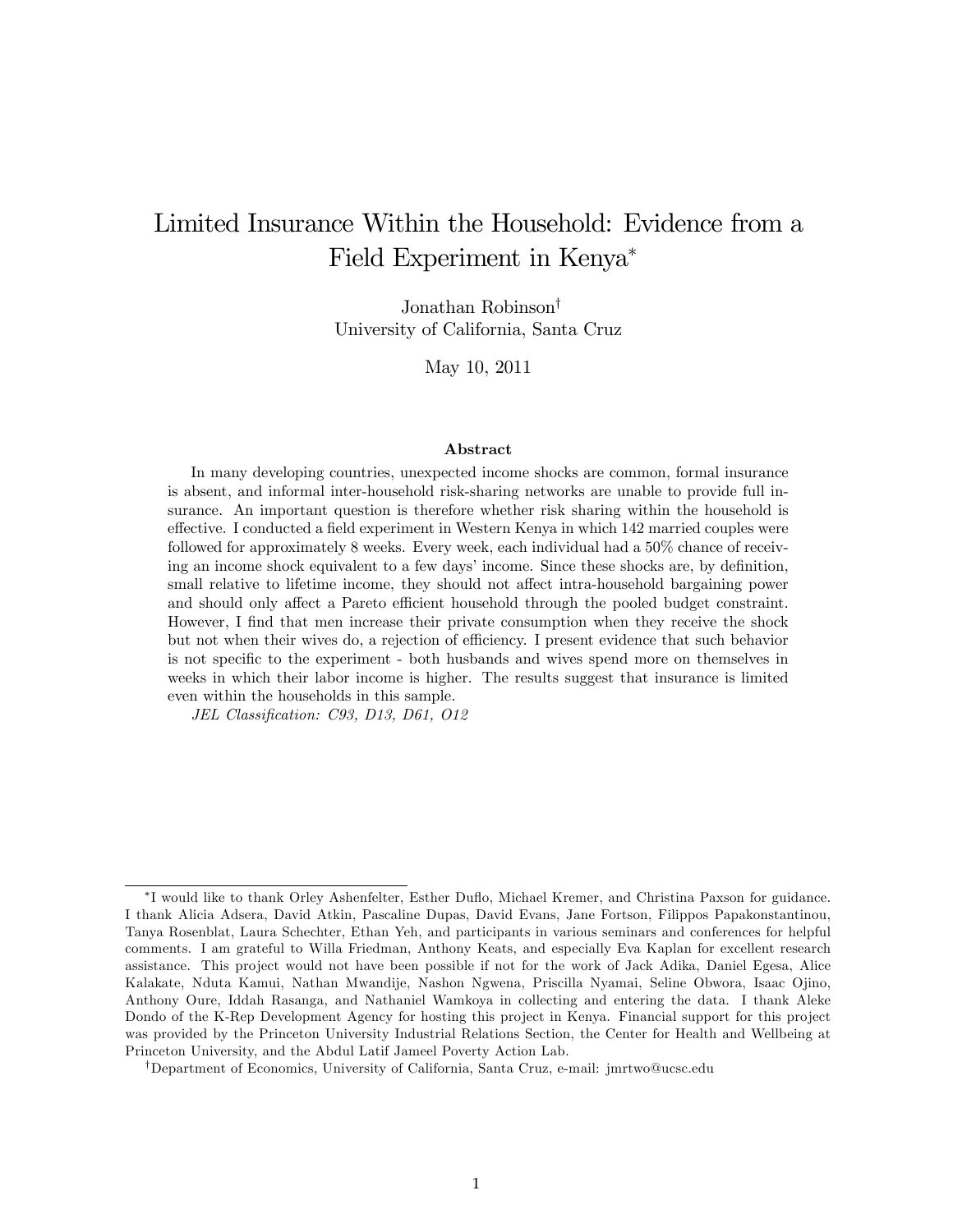# Limited Insurance Within the Household: Evidence from a Field Experiment in Kenya[*]

Jonathan Robinson[†]
University of California, Santa Cruz

May 10, 2011

## Abstract

In many developing countries, unexpected income shocks are common, formal insurance is absent, and informal inter-household risk-sharing networks are unable to provide full insurance. An important question is therefore whether risk sharing within the household is effective. I conducted a field experiment in Western Kenya in which 142 married couples were followed for approximately 8 weeks. Every week, each individual had a 50% chance of receiving an income shock equivalent to a few days' income. Since these shocks are, by definition, small relative to lifetime income, they should not affect intra-household bargaining power and should only affect a Pareto efficient household through the pooled budget constraint. However, I find that men increase their private consumption when they receive the shock but not when their wives do, a rejection of efficiency. I present evidence that such behavior is not specific to the experiment - both husbands and wives spend more on themselves in weeks in which their labor income is higher. The results suggest that insurance is limited even within the households in this sample.

*JEL Classification: C93, D13, D61, O12*

---

[*] I would like to thank Orley Ashenfelter, Esther Duflo, Michael Kremer, and Christina Paxson for guidance. I thank Alicia Adsera, David Atkin, Pascaline Dupas, David Evans, Jane Fortson, Filippos Papakonstantinou, Tanya Rosenblat, Laura Schechter, Ethan Yeh, and participants in various seminars and conferences for helpful comments. I am grateful to Willa Friedman, Anthony Keats, and especially Eva Kaplan for excellent research assistance. This project would not have been possible if not for the work of Jack Adika, Daniel Egesa, Alice Kalakate, Nduta Kamui, Nathan Mwandije, Nashon Ngwena, Priscilla Nyamai, Seline Obwora, Isaac Ojino, Anthony Oure, Iddah Rasanga, and Nathaniel Wamkoya in collecting and entering the data. I thank Aleke Dondo of the K-Rep Development Agency for hosting this project in Kenya. Financial support for this project was provided by the Princeton University Industrial Relations Section, the Center for Health and Wellbeing at Princeton University, and the Abdul Latif Jameel Poverty Action Lab.

[†] Department of Economics, University of California, Santa Cruz, e-mail: jmrtwo@ucsc.edu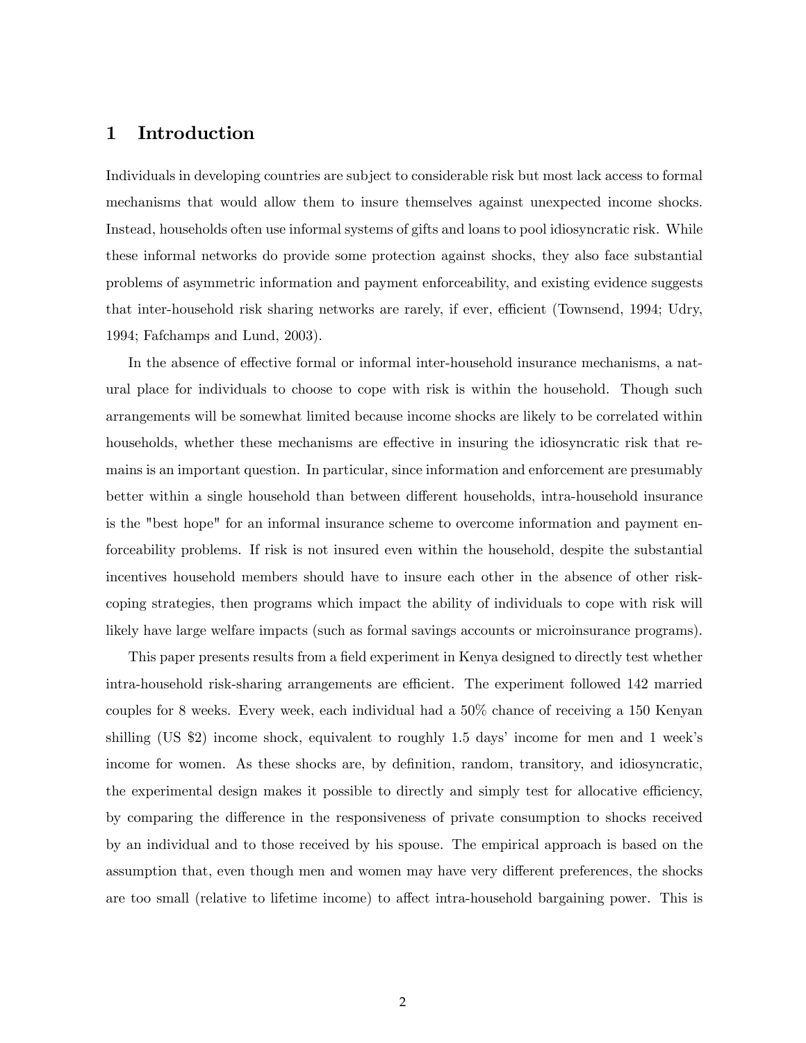# 1 Introduction

Individuals in developing countries are subject to considerable risk but most lack access to formal mechanisms that would allow them to insure themselves against unexpected income shocks. Instead, households often use informal systems of gifts and loans to pool idiosyncratic risk. While these informal networks do provide some protection against shocks, they also face substantial problems of asymmetric information and payment enforceability, and existing evidence suggests that inter-household risk sharing networks are rarely, if ever, efficient (Townsend, 1994; Udry, 1994; Fafchamps and Lund, 2003).

In the absence of effective formal or informal inter-household insurance mechanisms, a natural place for individuals to choose to cope with risk is within the household. Though such arrangements will be somewhat limited because income shocks are likely to be correlated within households, whether these mechanisms are effective in insuring the idiosyncratic risk that remains is an important question. In particular, since information and enforcement are presumably better within a single household than between different households, intra-household insurance is the "best hope" for an informal insurance scheme to overcome information and payment enforceability problems. If risk is not insured even within the household, despite the substantial incentives household members should have to insure each other in the absence of other risk-coping strategies, then programs which impact the ability of individuals to cope with risk will likely have large welfare impacts (such as formal savings accounts or microinsurance programs).

This paper presents results from a field experiment in Kenya designed to directly test whether intra-household risk-sharing arrangements are efficient. The experiment followed 142 married couples for 8 weeks. Every week, each individual had a 50% chance of receiving a 150 Kenyan shilling (US $2) income shock, equivalent to roughly 1.5 days' income for men and 1 week's income for women. As these shocks are, by definition, random, transitory, and idiosyncratic, the experimental design makes it possible to directly and simply test for allocative efficiency, by comparing the difference in the responsiveness of private consumption to shocks received by an individual and to those received by his spouse. The empirical approach is based on the assumption that, even though men and women may have very different preferences, the shocks are too small (relative to lifetime income) to affect intra-household bargaining power. This is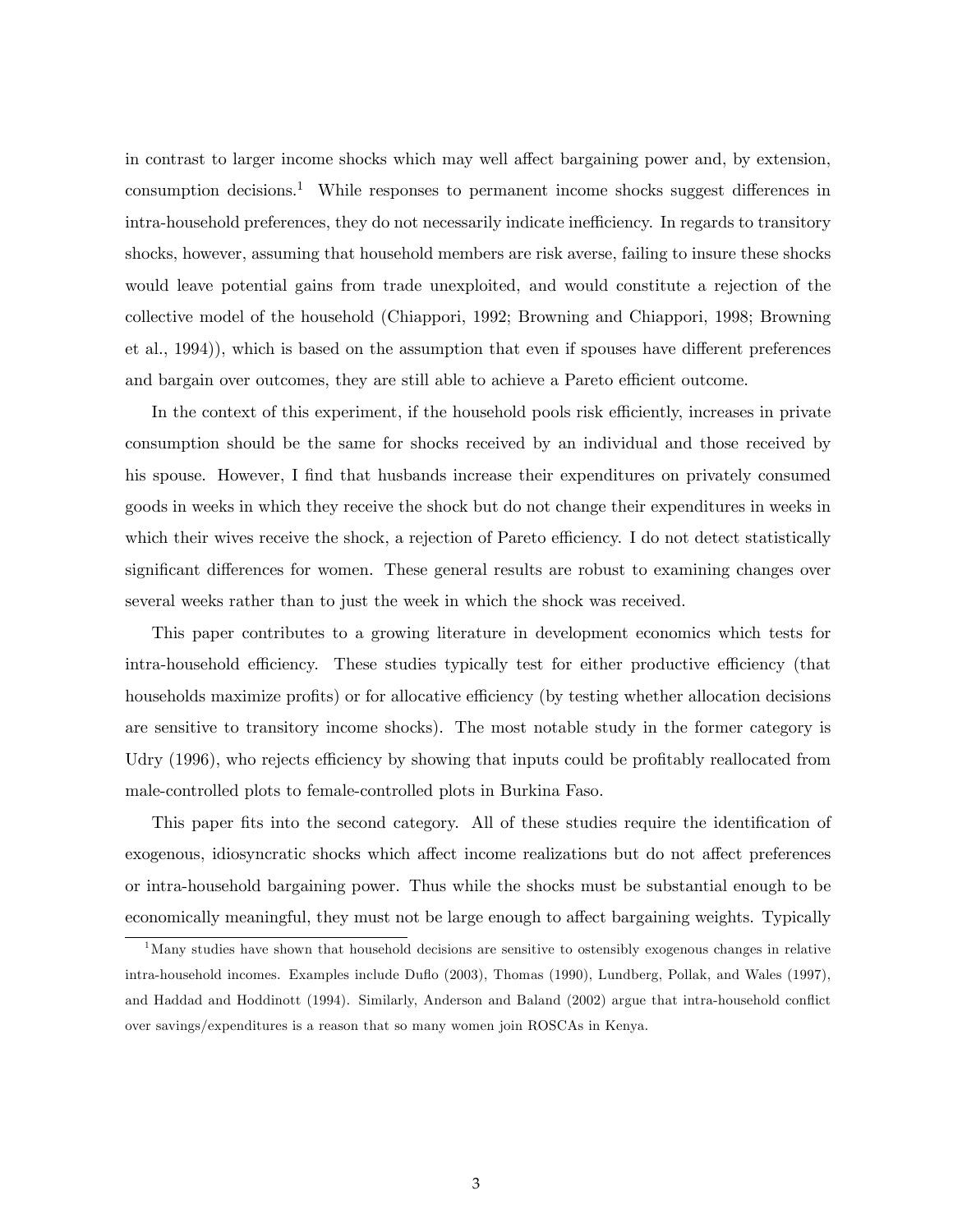in contrast to larger income shocks which may well affect bargaining power and, by extension, consumption decisions.[1] While responses to permanent income shocks suggest differences in intra-household preferences, they do not necessarily indicate inefficiency. In regards to transitory shocks, however, assuming that household members are risk averse, failing to insure these shocks would leave potential gains from trade unexploited, and would constitute a rejection of the collective model of the household (Chiappori, 1992; Browning and Chiappori, 1998; Browning et al., 1994)), which is based on the assumption that even if spouses have different preferences and bargain over outcomes, they are still able to achieve a Pareto efficient outcome.

In the context of this experiment, if the household pools risk efficiently, increases in private consumption should be the same for shocks received by an individual and those received by his spouse. However, I find that husbands increase their expenditures on privately consumed goods in weeks in which they receive the shock but do not change their expenditures in weeks in which their wives receive the shock, a rejection of Pareto efficiency. I do not detect statistically significant differences for women. These general results are robust to examining changes over several weeks rather than to just the week in which the shock was received.

This paper contributes to a growing literature in development economics which tests for intra-household efficiency. These studies typically test for either productive efficiency (that households maximize profits) or for allocative efficiency (by testing whether allocation decisions are sensitive to transitory income shocks). The most notable study in the former category is Udry (1996), who rejects efficiency by showing that inputs could be profitably reallocated from male-controlled plots to female-controlled plots in Burkina Faso.

This paper fits into the second category. All of these studies require the identification of exogenous, idiosyncratic shocks which affect income realizations but do not affect preferences or intra-household bargaining power. Thus while the shocks must be substantial enough to be economically meaningful, they must not be large enough to affect bargaining weights. Typically

[1] Many studies have shown that household decisions are sensitive to ostensibly exogenous changes in relative intra-household incomes. Examples include Duflo (2003), Thomas (1990), Lundberg, Pollak, and Wales (1997), and Haddad and Hoddinott (1994). Similarly, Anderson and Baland (2002) argue that intra-household conflict over savings/expenditures is a reason that so many women join ROSCAs in Kenya.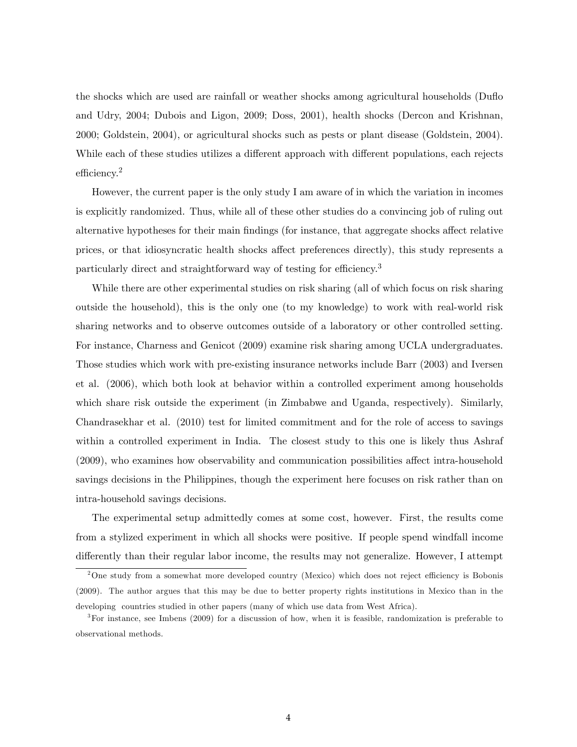the shocks which are used are rainfall or weather shocks among agricultural households (Duflo and Udry, 2004; Dubois and Ligon, 2009; Doss, 2001), health shocks (Dercon and Krishnan, 2000; Goldstein, 2004), or agricultural shocks such as pests or plant disease (Goldstein, 2004). While each of these studies utilizes a different approach with different populations, each rejects efficiency.[2]

However, the current paper is the only study I am aware of in which the variation in incomes is explicitly randomized. Thus, while all of these other studies do a convincing job of ruling out alternative hypotheses for their main findings (for instance, that aggregate shocks affect relative prices, or that idiosyncratic health shocks affect preferences directly), this study represents a particularly direct and straightforward way of testing for efficiency.[3]

While there are other experimental studies on risk sharing (all of which focus on risk sharing outside the household), this is the only one (to my knowledge) to work with real-world risk sharing networks and to observe outcomes outside of a laboratory or other controlled setting. For instance, Charness and Genicot (2009) examine risk sharing among UCLA undergraduates. Those studies which work with pre-existing insurance networks include Barr (2003) and Iversen et al. (2006), which both look at behavior within a controlled experiment among households which share risk outside the experiment (in Zimbabwe and Uganda, respectively). Similarly, Chandrasekhar et al. (2010) test for limited commitment and for the role of access to savings within a controlled experiment in India. The closest study to this one is likely thus Ashraf (2009), who examines how observability and communication possibilities affect intra-household savings decisions in the Philippines, though the experiment here focuses on risk rather than on intra-household savings decisions.

The experimental setup admittedly comes at some cost, however. First, the results come from a stylized experiment in which all shocks were positive. If people spend windfall income differently than their regular labor income, the results may not generalize. However, I attempt

[2] One study from a somewhat more developed country (Mexico) which does not reject efficiency is Bobonis (2009). The author argues that this may be due to better property rights institutions in Mexico than in the developing countries studied in other papers (many of which use data from West Africa).

[3] For instance, see Imbens (2009) for a discussion of how, when it is feasible, randomization is preferable to observational methods.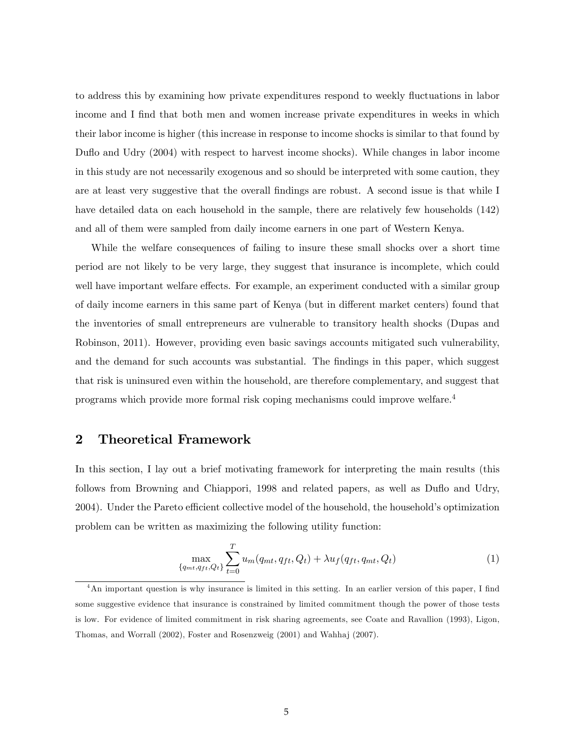to address this by examining how private expenditures respond to weekly fluctuations in labor income and I find that both men and women increase private expenditures in weeks in which their labor income is higher (this increase in response to income shocks is similar to that found by Duflo and Udry (2004) with respect to harvest income shocks). While changes in labor income in this study are not necessarily exogenous and so should be interpreted with some caution, they are at least very suggestive that the overall findings are robust. A second issue is that while I have detailed data on each household in the sample, there are relatively few households (142) and all of them were sampled from daily income earners in one part of Western Kenya.

While the welfare consequences of failing to insure these small shocks over a short time period are not likely to be very large, they suggest that insurance is incomplete, which could well have important welfare effects. For example, an experiment conducted with a similar group of daily income earners in this same part of Kenya (but in different market centers) found that the inventories of small entrepreneurs are vulnerable to transitory health shocks (Dupas and Robinson, 2011). However, providing even basic savings accounts mitigated such vulnerability, and the demand for such accounts was substantial. The findings in this paper, which suggest that risk is uninsured even within the household, are therefore complementary, and suggest that programs which provide more formal risk coping mechanisms could improve welfare.[4]

## 2 Theoretical Framework

In this section, I lay out a brief motivating framework for interpreting the main results (this follows from Browning and Chiappori, 1998 and related papers, as well as Duflo and Udry, 2004). Under the Pareto efficient collective model of the household, the household's optimization problem can be written as maximizing the following utility function:

$$\max_{\{q_{mt}, q_{ft}, Q_t\}} \sum_{t=0}^{T} u_m(q_{mt}, q_{ft}, Q_t) + \lambda u_f(q_{ft}, q_{mt}, Q_t) \tag{1}$$

[4] An important question is why insurance is limited in this setting. In an earlier version of this paper, I find some suggestive evidence that insurance is constrained by limited commitment though the power of those tests is low. For evidence of limited commitment in risk sharing agreements, see Coate and Ravallion (1993), Ligon, Thomas, and Worrall (2002), Foster and Rosenzweig (2001) and Wahhaj (2007).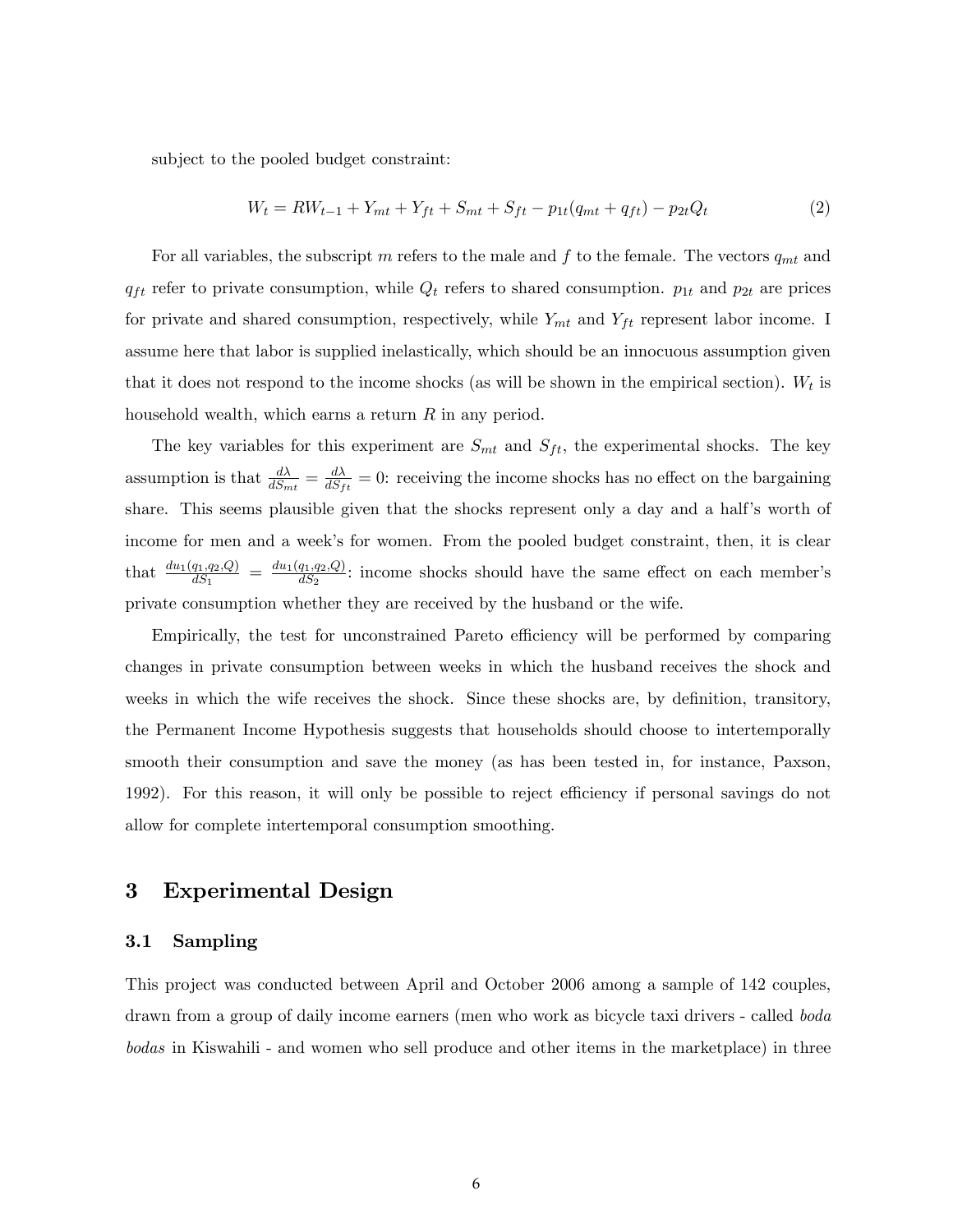subject to the pooled budget constraint:

$$W_t = RW_{t-1} + Y_{mt} + Y_{ft} + S_{mt} + S_{ft} - p_{1t}(q_{mt} + q_{ft}) - p_{2t}Q_t \tag{2}$$

For all variables, the subscript $m$ refers to the male and $f$ to the female. The vectors $q_{mt}$ and $q_{ft}$ refer to private consumption, while $Q_t$ refers to shared consumption. $p_{1t}$ and $p_{2t}$ are prices for private and shared consumption, respectively, while $Y_{mt}$ and $Y_{ft}$ represent labor income. I assume here that labor is supplied inelastically, which should be an innocuous assumption given that it does not respond to the income shocks (as will be shown in the empirical section). $W_t$ is household wealth, which earns a return $R$ in any period.

The key variables for this experiment are $S_{mt}$ and $S_{ft}$, the experimental shocks. The key assumption is that $\frac{d\lambda}{dS_{mt}} = \frac{d\lambda}{dS_{ft}} = 0$: receiving the income shocks has no effect on the bargaining share. This seems plausible given that the shocks represent only a day and a half's worth of income for men and a week's for women. From the pooled budget constraint, then, it is clear that $\frac{du_1(q_1,q_2,Q)}{dS_1} = \frac{du_1(q_1,q_2,Q)}{dS_2}$: income shocks should have the same effect on each member's private consumption whether they are received by the husband or the wife.

Empirically, the test for unconstrained Pareto efficiency will be performed by comparing changes in private consumption between weeks in which the husband receives the shock and weeks in which the wife receives the shock. Since these shocks are, by definition, transitory, the Permanent Income Hypothesis suggests that households should choose to intertemporally smooth their consumption and save the money (as has been tested in, for instance, Paxson, 1992). For this reason, it will only be possible to reject efficiency if personal savings do not allow for complete intertemporal consumption smoothing.

## 3 Experimental Design

### 3.1 Sampling

This project was conducted between April and October 2006 among a sample of 142 couples, drawn from a group of daily income earners (men who work as bicycle taxi drivers - called *boda bodas* in Kiswahili - and women who sell produce and other items in the marketplace) in three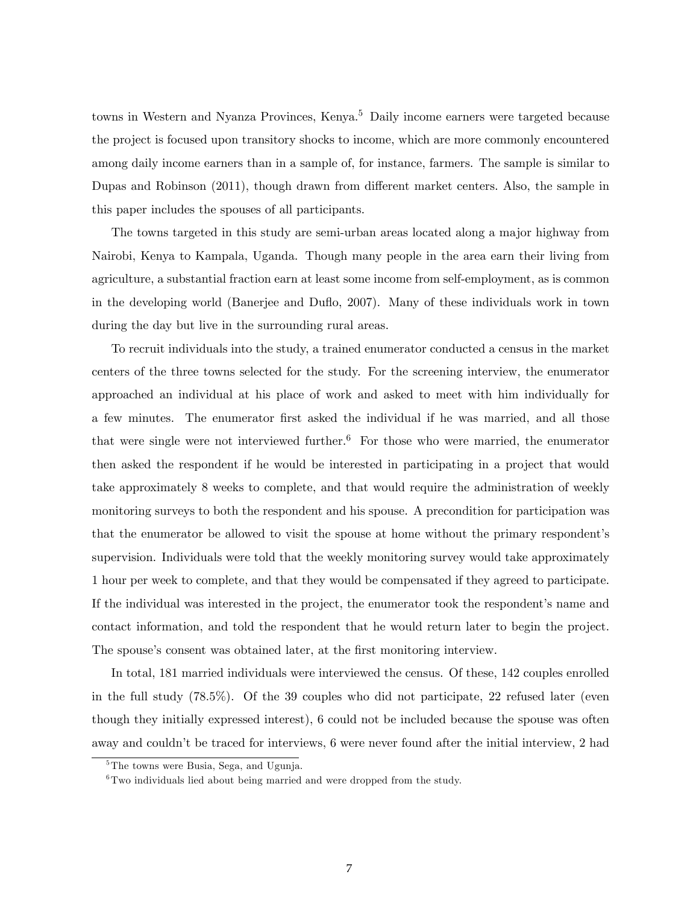towns in Western and Nyanza Provinces, Kenya.[5] Daily income earners were targeted because the project is focused upon transitory shocks to income, which are more commonly encountered among daily income earners than in a sample of, for instance, farmers. The sample is similar to Dupas and Robinson (2011), though drawn from different market centers. Also, the sample in this paper includes the spouses of all participants.

The towns targeted in this study are semi-urban areas located along a major highway from Nairobi, Kenya to Kampala, Uganda. Though many people in the area earn their living from agriculture, a substantial fraction earn at least some income from self-employment, as is common in the developing world (Banerjee and Duflo, 2007). Many of these individuals work in town during the day but live in the surrounding rural areas.

To recruit individuals into the study, a trained enumerator conducted a census in the market centers of the three towns selected for the study. For the screening interview, the enumerator approached an individual at his place of work and asked to meet with him individually for a few minutes. The enumerator first asked the individual if he was married, and all those that were single were not interviewed further.[6] For those who were married, the enumerator then asked the respondent if he would be interested in participating in a project that would take approximately 8 weeks to complete, and that would require the administration of weekly monitoring surveys to both the respondent and his spouse. A precondition for participation was that the enumerator be allowed to visit the spouse at home without the primary respondent's supervision. Individuals were told that the weekly monitoring survey would take approximately 1 hour per week to complete, and that they would be compensated if they agreed to participate. If the individual was interested in the project, the enumerator took the respondent's name and contact information, and told the respondent that he would return later to begin the project. The spouse's consent was obtained later, at the first monitoring interview.

In total, 181 married individuals were interviewed the census. Of these, 142 couples enrolled in the full study (78.5%). Of the 39 couples who did not participate, 22 refused later (even though they initially expressed interest), 6 could not be included because the spouse was often away and couldn't be traced for interviews, 6 were never found after the initial interview, 2 had

[5] The towns were Busia, Sega, and Ugunja.

[6] Two individuals lied about being married and were dropped from the study.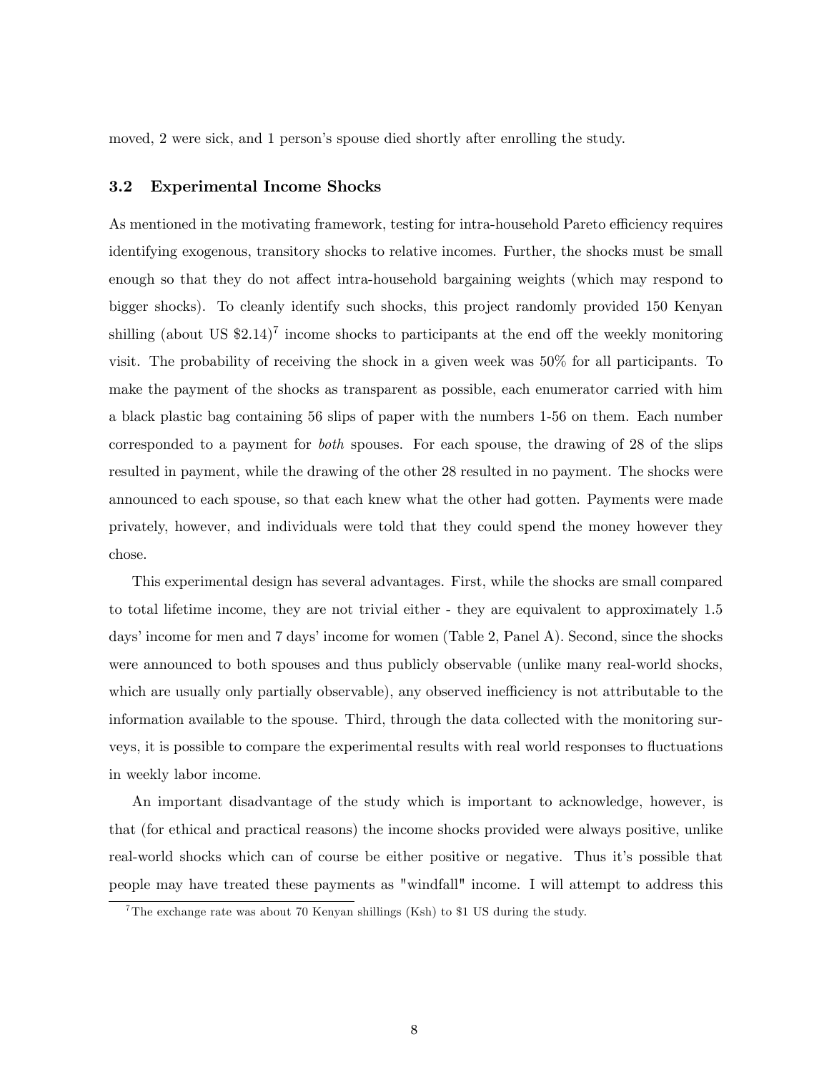moved, 2 were sick, and 1 person's spouse died shortly after enrolling the study.

### 3.2 Experimental Income Shocks

As mentioned in the motivating framework, testing for intra-household Pareto efficiency requires identifying exogenous, transitory shocks to relative incomes. Further, the shocks must be small enough so that they do not affect intra-household bargaining weights (which may respond to bigger shocks). To cleanly identify such shocks, this project randomly provided 150 Kenyan shilling (about US \$2.14)[7] income shocks to participants at the end off the weekly monitoring visit. The probability of receiving the shock in a given week was 50% for all participants. To make the payment of the shocks as transparent as possible, each enumerator carried with him a black plastic bag containing 56 slips of paper with the numbers 1-56 on them. Each number corresponded to a payment for *both* spouses. For each spouse, the drawing of 28 of the slips resulted in payment, while the drawing of the other 28 resulted in no payment. The shocks were announced to each spouse, so that each knew what the other had gotten. Payments were made privately, however, and individuals were told that they could spend the money however they chose.

This experimental design has several advantages. First, while the shocks are small compared to total lifetime income, they are not trivial either - they are equivalent to approximately 1.5 days' income for men and 7 days' income for women (Table 2, Panel A). Second, since the shocks were announced to both spouses and thus publicly observable (unlike many real-world shocks, which are usually only partially observable), any observed inefficiency is not attributable to the information available to the spouse. Third, through the data collected with the monitoring surveys, it is possible to compare the experimental results with real world responses to fluctuations in weekly labor income.

An important disadvantage of the study which is important to acknowledge, however, is that (for ethical and practical reasons) the income shocks provided were always positive, unlike real-world shocks which can of course be either positive or negative. Thus it's possible that people may have treated these payments as "windfall" income. I will attempt to address this

[7] The exchange rate was about 70 Kenyan shillings (Ksh) to \$1 US during the study.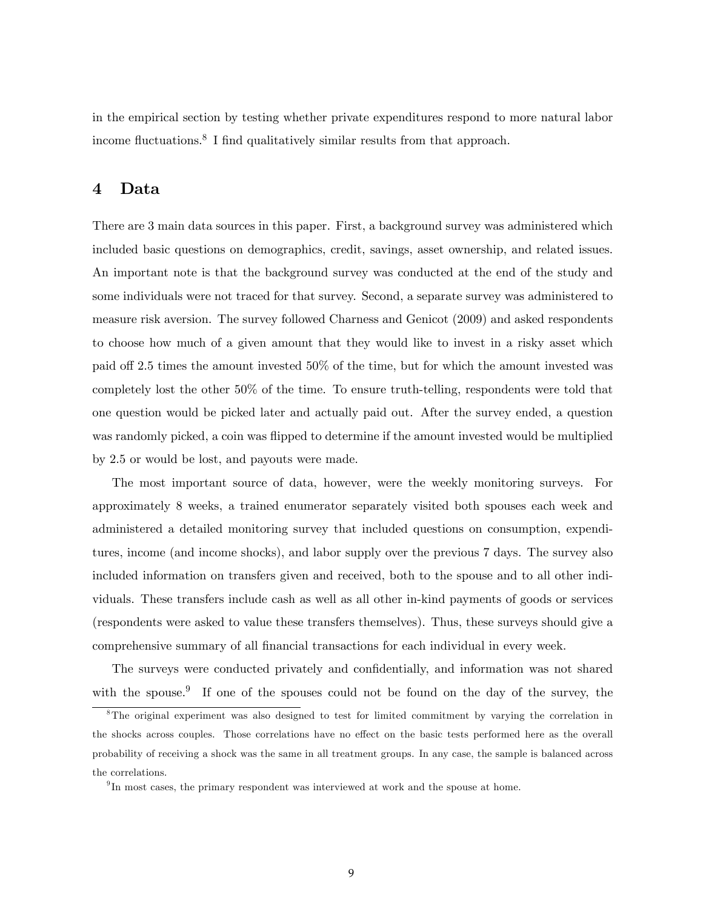in the empirical section by testing whether private expenditures respond to more natural labor income fluctuations.[8] I find qualitatively similar results from that approach.

## 4 Data

There are 3 main data sources in this paper. First, a background survey was administered which included basic questions on demographics, credit, savings, asset ownership, and related issues. An important note is that the background survey was conducted at the end of the study and some individuals were not traced for that survey. Second, a separate survey was administered to measure risk aversion. The survey followed Charness and Genicot (2009) and asked respondents to choose how much of a given amount that they would like to invest in a risky asset which paid off 2.5 times the amount invested 50% of the time, but for which the amount invested was completely lost the other 50% of the time. To ensure truth-telling, respondents were told that one question would be picked later and actually paid out. After the survey ended, a question was randomly picked, a coin was flipped to determine if the amount invested would be multiplied by 2.5 or would be lost, and payouts were made.

The most important source of data, however, were the weekly monitoring surveys. For approximately 8 weeks, a trained enumerator separately visited both spouses each week and administered a detailed monitoring survey that included questions on consumption, expenditures, income (and income shocks), and labor supply over the previous 7 days. The survey also included information on transfers given and received, both to the spouse and to all other individuals. These transfers include cash as well as all other in-kind payments of goods or services (respondents were asked to value these transfers themselves). Thus, these surveys should give a comprehensive summary of all financial transactions for each individual in every week.

The surveys were conducted privately and confidentially, and information was not shared with the spouse.[9] If one of the spouses could not be found on the day of the survey, the

[8] The original experiment was also designed to test for limited commitment by varying the correlation in the shocks across couples. Those correlations have no effect on the basic tests performed here as the overall probability of receiving a shock was the same in all treatment groups. In any case, the sample is balanced across the correlations.

[9] In most cases, the primary respondent was interviewed at work and the spouse at home.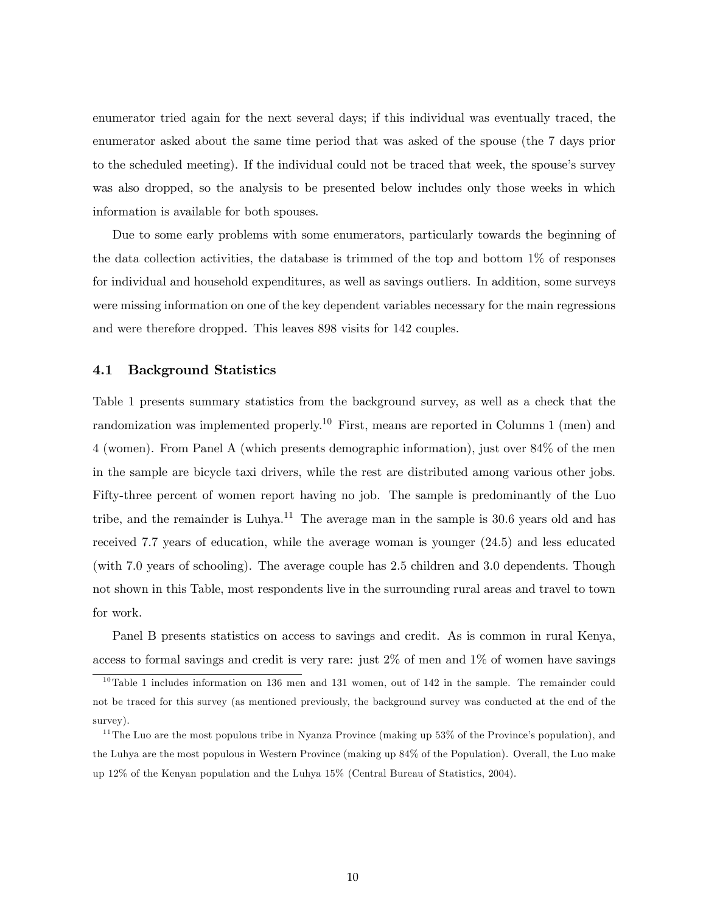enumerator tried again for the next several days; if this individual was eventually traced, the enumerator asked about the same time period that was asked of the spouse (the 7 days prior to the scheduled meeting). If the individual could not be traced that week, the spouse's survey was also dropped, so the analysis to be presented below includes only those weeks in which information is available for both spouses.

Due to some early problems with some enumerators, particularly towards the beginning of the data collection activities, the database is trimmed of the top and bottom 1% of responses for individual and household expenditures, as well as savings outliers. In addition, some surveys were missing information on one of the key dependent variables necessary for the main regressions and were therefore dropped. This leaves 898 visits for 142 couples.

### 4.1 Background Statistics

Table 1 presents summary statistics from the background survey, as well as a check that the randomization was implemented properly.[10] First, means are reported in Columns 1 (men) and 4 (women). From Panel A (which presents demographic information), just over 84% of the men in the sample are bicycle taxi drivers, while the rest are distributed among various other jobs. Fifty-three percent of women report having no job. The sample is predominantly of the Luo tribe, and the remainder is Luhya.[11] The average man in the sample is 30.6 years old and has received 7.7 years of education, while the average woman is younger (24.5) and less educated (with 7.0 years of schooling). The average couple has 2.5 children and 3.0 dependents. Though not shown in this Table, most respondents live in the surrounding rural areas and travel to town for work.

Panel B presents statistics on access to savings and credit. As is common in rural Kenya, access to formal savings and credit is very rare: just 2% of men and 1% of women have savings

[10] Table 1 includes information on 136 men and 131 women, out of 142 in the sample. The remainder could not be traced for this survey (as mentioned previously, the background survey was conducted at the end of the survey).

[11] The Luo are the most populous tribe in Nyanza Province (making up 53% of the Province's population), and the Luhya are the most populous in Western Province (making up 84% of the Population). Overall, the Luo make up 12% of the Kenyan population and the Luhya 15% (Central Bureau of Statistics, 2004).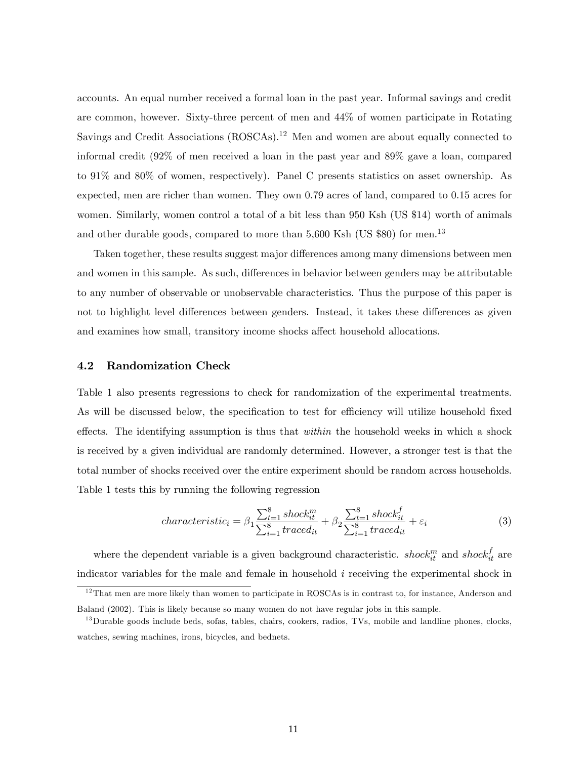accounts. An equal number received a formal loan in the past year. Informal savings and credit are common, however. Sixty-three percent of men and 44% of women participate in Rotating Savings and Credit Associations (ROSCAs).[12] Men and women are about equally connected to informal credit (92% of men received a loan in the past year and 89% gave a loan, compared to 91% and 80% of women, respectively). Panel C presents statistics on asset ownership. As expected, men are richer than women. They own 0.79 acres of land, compared to 0.15 acres for women. Similarly, women control a total of a bit less than 950 Ksh (US $14) worth of animals and other durable goods, compared to more than 5,600 Ksh (US $80) for men.[13]

Taken together, these results suggest major differences among many dimensions between men and women in this sample. As such, differences in behavior between genders may be attributable to any number of observable or unobservable characteristics. Thus the purpose of this paper is not to highlight level differences between genders. Instead, it takes these differences as given and examines how small, transitory income shocks affect household allocations.

### 4.2 Randomization Check

Table 1 also presents regressions to check for randomization of the experimental treatments. As will be discussed below, the specification to test for efficiency will utilize household fixed effects. The identifying assumption is thus that *within* the household weeks in which a shock is received by a given individual are randomly determined. However, a stronger test is that the total number of shocks received over the entire experiment should be random across households. Table 1 tests this by running the following regression

$$characteristic_i = \beta_1 \frac{\sum_{t=1}^{8} shock_{it}^{m}}{\sum_{i=1}^{8} traced_{it}} + \beta_2 \frac{\sum_{t=1}^{8} shock_{it}^{f}}{\sum_{i=1}^{8} traced_{it}} + \varepsilon_i \tag{3}$$

where the dependent variable is a given background characteristic. $shock_{it}^{m}$ and $shock_{it}^{f}$ are indicator variables for the male and female in household $i$ receiving the experimental shock in

[12] That men are more likely than women to participate in ROSCAs is in contrast to, for instance, Anderson and Baland (2002). This is likely because so many women do not have regular jobs in this sample.

[13] Durable goods include beds, sofas, tables, chairs, cookers, radios, TVs, mobile and landline phones, clocks, watches, sewing machines, irons, bicycles, and bednets.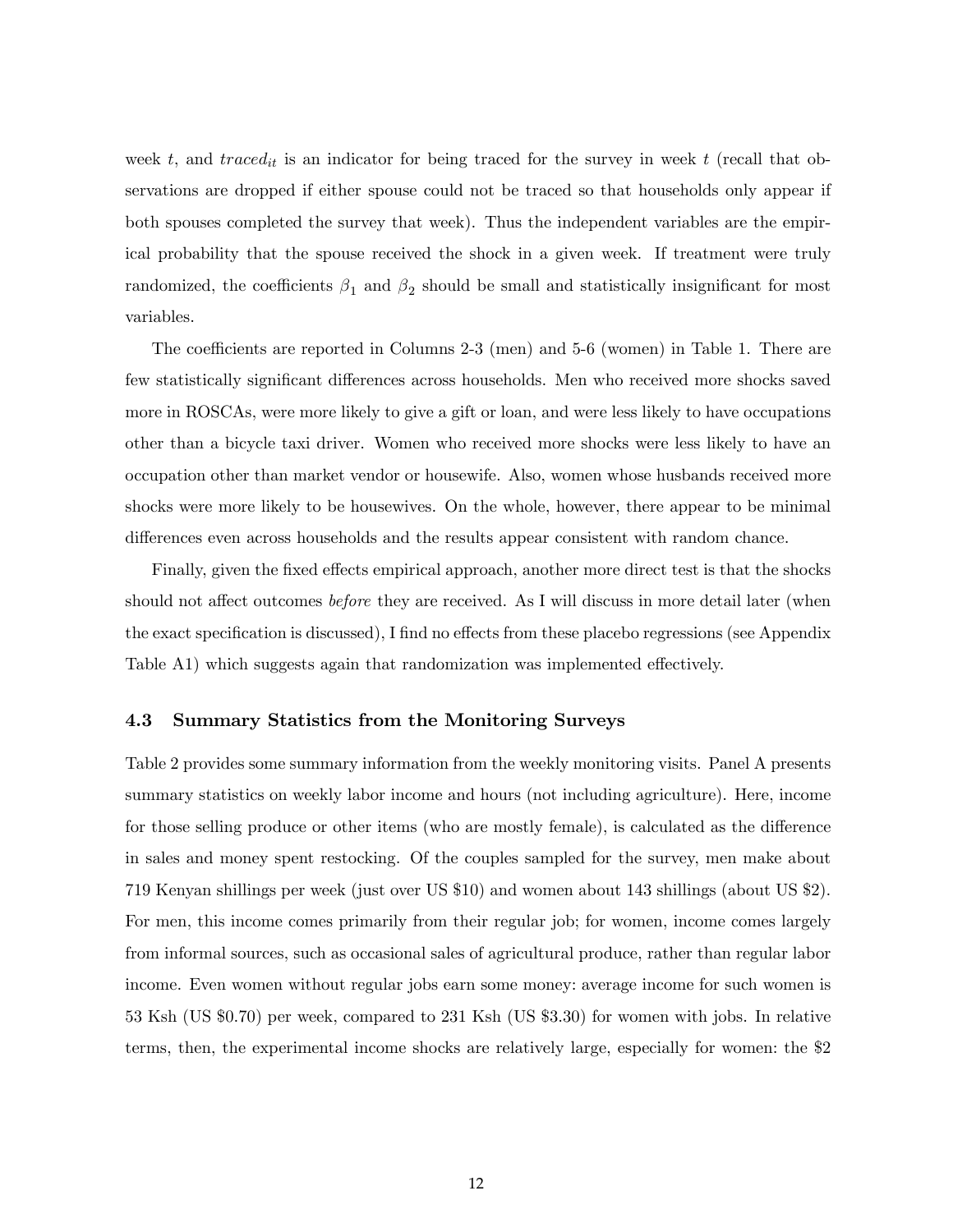week $t$, and $traced_{it}$ is an indicator for being traced for the survey in week $t$ (recall that observations are dropped if either spouse could not be traced so that households only appear if both spouses completed the survey that week). Thus the independent variables are the empirical probability that the spouse received the shock in a given week. If treatment were truly randomized, the coefficients $\beta_1$ and $\beta_2$ should be small and statistically insignificant for most variables.

The coefficients are reported in Columns 2-3 (men) and 5-6 (women) in Table 1. There are few statistically significant differences across households. Men who received more shocks saved more in ROSCAs, were more likely to give a gift or loan, and were less likely to have occupations other than a bicycle taxi driver. Women who received more shocks were less likely to have an occupation other than market vendor or housewife. Also, women whose husbands received more shocks were more likely to be housewives. On the whole, however, there appear to be minimal differences even across households and the results appear consistent with random chance.

Finally, given the fixed effects empirical approach, another more direct test is that the shocks should not affect outcomes *before* they are received. As I will discuss in more detail later (when the exact specification is discussed), I find no effects from these placebo regressions (see Appendix Table A1) which suggests again that randomization was implemented effectively.

### 4.3 Summary Statistics from the Monitoring Surveys

Table 2 provides some summary information from the weekly monitoring visits. Panel A presents summary statistics on weekly labor income and hours (not including agriculture). Here, income for those selling produce or other items (who are mostly female), is calculated as the difference in sales and money spent restocking. Of the couples sampled for the survey, men make about 719 Kenyan shillings per week (just over US \$10) and women about 143 shillings (about US \$2). For men, this income comes primarily from their regular job; for women, income comes largely from informal sources, such as occasional sales of agricultural produce, rather than regular labor income. Even women without regular jobs earn some money: average income for such women is 53 Ksh (US \$0.70) per week, compared to 231 Ksh (US \$3.30) for women with jobs. In relative terms, then, the experimental income shocks are relatively large, especially for women: the \$2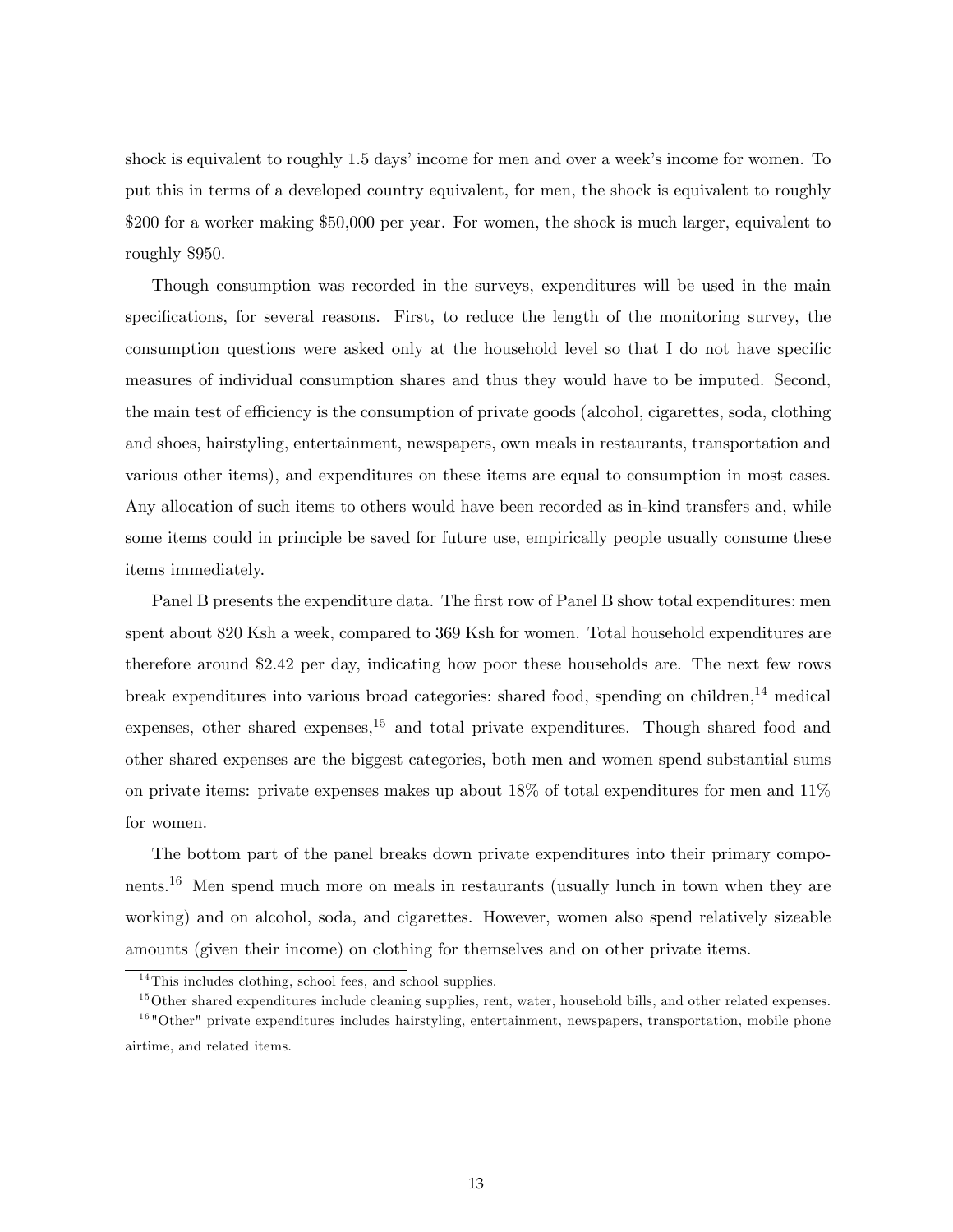shock is equivalent to roughly 1.5 days' income for men and over a week's income for women. To put this in terms of a developed country equivalent, for men, the shock is equivalent to roughly $200 for a worker making $50,000 per year. For women, the shock is much larger, equivalent to roughly $950.

Though consumption was recorded in the surveys, expenditures will be used in the main specifications, for several reasons. First, to reduce the length of the monitoring survey, the consumption questions were asked only at the household level so that I do not have specific measures of individual consumption shares and thus they would have to be imputed. Second, the main test of efficiency is the consumption of private goods (alcohol, cigarettes, soda, clothing and shoes, hairstyling, entertainment, newspapers, own meals in restaurants, transportation and various other items), and expenditures on these items are equal to consumption in most cases. Any allocation of such items to others would have been recorded as in-kind transfers and, while some items could in principle be saved for future use, empirically people usually consume these items immediately.

Panel B presents the expenditure data. The first row of Panel B show total expenditures: men spent about 820 Ksh a week, compared to 369 Ksh for women. Total household expenditures are therefore around $2.42 per day, indicating how poor these households are. The next few rows break expenditures into various broad categories: shared food, spending on children,[14] medical expenses, other shared expenses,[15] and total private expenditures. Though shared food and other shared expenses are the biggest categories, both men and women spend substantial sums on private items: private expenses makes up about 18% of total expenditures for men and 11% for women.

The bottom part of the panel breaks down private expenditures into their primary components.[16] Men spend much more on meals in restaurants (usually lunch in town when they are working) and on alcohol, soda, and cigarettes. However, women also spend relatively sizeable amounts (given their income) on clothing for themselves and on other private items.

[14] This includes clothing, school fees, and school supplies.

[15] Other shared expenditures include cleaning supplies, rent, water, household bills, and other related expenses.

[16] "Other" private expenditures includes hairstyling, entertainment, newspapers, transportation, mobile phone airtime, and related items.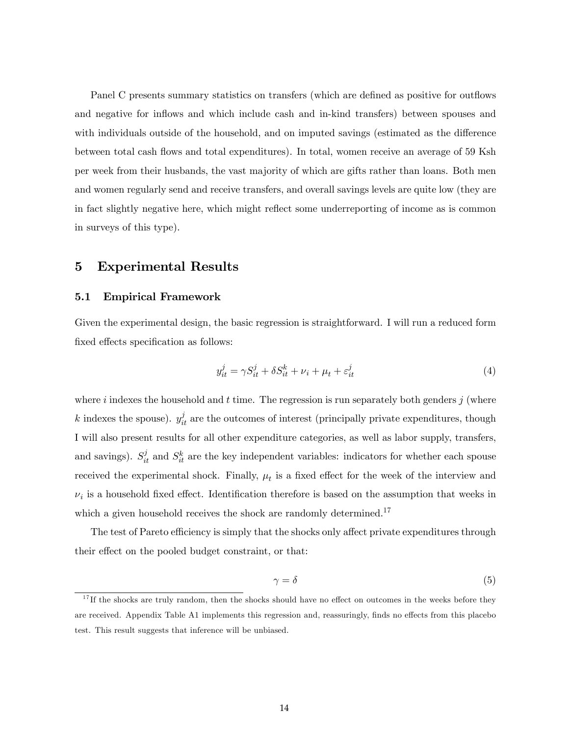Panel C presents summary statistics on transfers (which are defined as positive for outflows and negative for inflows and which include cash and in-kind transfers) between spouses and with individuals outside of the household, and on imputed savings (estimated as the difference between total cash flows and total expenditures). In total, women receive an average of 59 Ksh per week from their husbands, the vast majority of which are gifts rather than loans. Both men and women regularly send and receive transfers, and overall savings levels are quite low (they are in fact slightly negative here, which might reflect some underreporting of income as is common in surveys of this type).

# 5 Experimental Results

## 5.1 Empirical Framework

Given the experimental design, the basic regression is straightforward. I will run a reduced form fixed effects specification as follows:

$$y_{it}^j = \gamma S_{it}^j + \delta S_{it}^k + \nu_i + \mu_t + \varepsilon_{it}^j \tag{4}$$

where $i$ indexes the household and $t$ time. The regression is run separately both genders $j$ (where $k$ indexes the spouse). $y_{it}^j$ are the outcomes of interest (principally private expenditures, though I will also present results for all other expenditure categories, as well as labor supply, transfers, and savings). $S_{it}^j$ and $S_{it}^k$ are the key independent variables: indicators for whether each spouse received the experimental shock. Finally, $\mu_t$ is a fixed effect for the week of the interview and $\nu_i$ is a household fixed effect. Identification therefore is based on the assumption that weeks in which a given household receives the shock are randomly determined.[17]

The test of Pareto efficiency is simply that the shocks only affect private expenditures through their effect on the pooled budget constraint, or that:

$$\gamma = \delta \tag{5}$$

[17] If the shocks are truly random, then the shocks should have no effect on outcomes in the weeks before they are received. Appendix Table A1 implements this regression and, reassuringly, finds no effects from this placebo test. This result suggests that inference will be unbiased.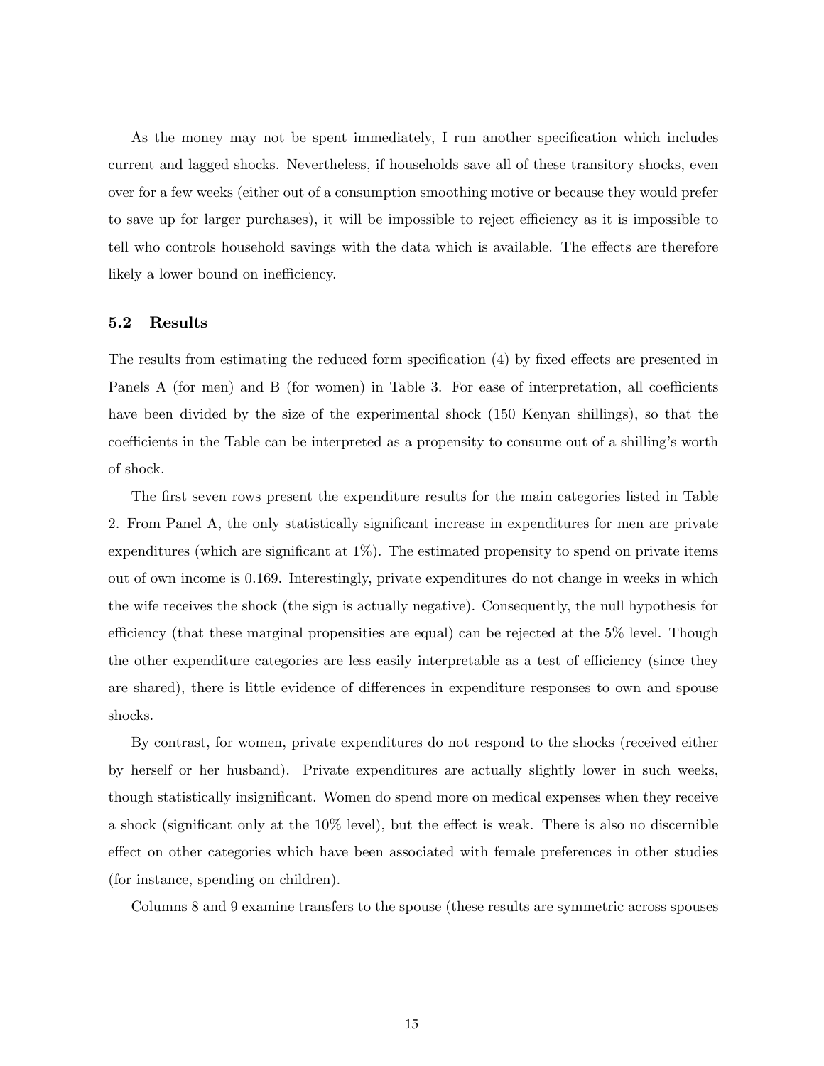As the money may not be spent immediately, I run another specification which includes current and lagged shocks. Nevertheless, if households save all of these transitory shocks, even over for a few weeks (either out of a consumption smoothing motive or because they would prefer to save up for larger purchases), it will be impossible to reject efficiency as it is impossible to tell who controls household savings with the data which is available. The effects are therefore likely a lower bound on inefficiency.

### 5.2 Results

The results from estimating the reduced form specification (4) by fixed effects are presented in Panels A (for men) and B (for women) in Table 3. For ease of interpretation, all coefficients have been divided by the size of the experimental shock (150 Kenyan shillings), so that the coefficients in the Table can be interpreted as a propensity to consume out of a shilling's worth of shock.

The first seven rows present the expenditure results for the main categories listed in Table 2. From Panel A, the only statistically significant increase in expenditures for men are private expenditures (which are significant at 1%). The estimated propensity to spend on private items out of own income is 0.169. Interestingly, private expenditures do not change in weeks in which the wife receives the shock (the sign is actually negative). Consequently, the null hypothesis for efficiency (that these marginal propensities are equal) can be rejected at the 5% level. Though the other expenditure categories are less easily interpretable as a test of efficiency (since they are shared), there is little evidence of differences in expenditure responses to own and spouse shocks.

By contrast, for women, private expenditures do not respond to the shocks (received either by herself or her husband). Private expenditures are actually slightly lower in such weeks, though statistically insignificant. Women do spend more on medical expenses when they receive a shock (significant only at the 10% level), but the effect is weak. There is also no discernible effect on other categories which have been associated with female preferences in other studies (for instance, spending on children).

Columns 8 and 9 examine transfers to the spouse (these results are symmetric across spouses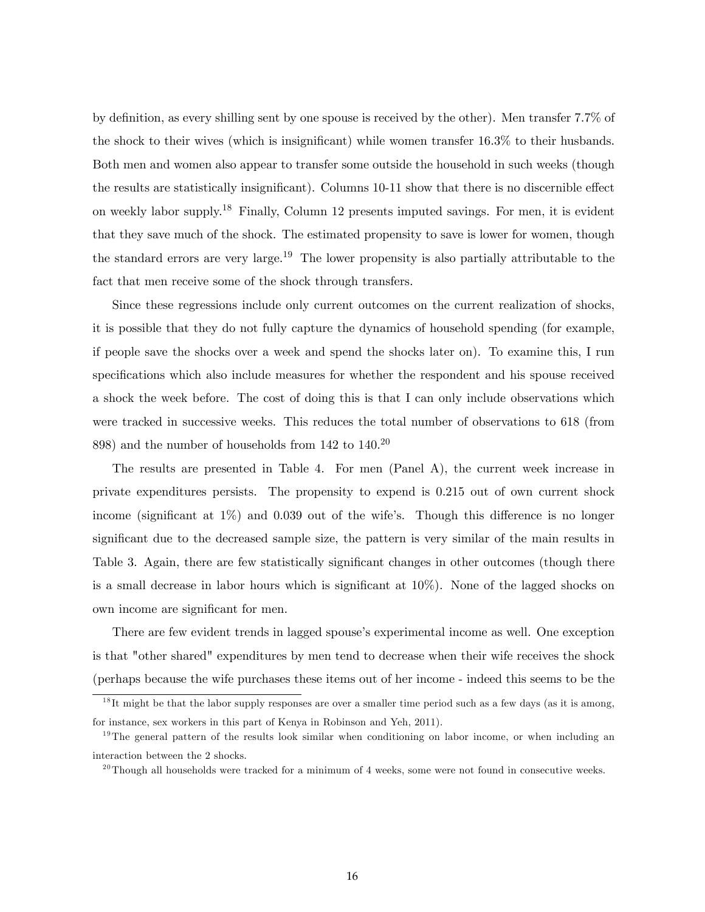by definition, as every shilling sent by one spouse is received by the other). Men transfer 7.7% of the shock to their wives (which is insignificant) while women transfer 16.3% to their husbands. Both men and women also appear to transfer some outside the household in such weeks (though the results are statistically insignificant). Columns 10-11 show that there is no discernible effect on weekly labor supply.[18] Finally, Column 12 presents imputed savings. For men, it is evident that they save much of the shock. The estimated propensity to save is lower for women, though the standard errors are very large.[19] The lower propensity is also partially attributable to the fact that men receive some of the shock through transfers.

Since these regressions include only current outcomes on the current realization of shocks, it is possible that they do not fully capture the dynamics of household spending (for example, if people save the shocks over a week and spend the shocks later on). To examine this, I run specifications which also include measures for whether the respondent and his spouse received a shock the week before. The cost of doing this is that I can only include observations which were tracked in successive weeks. This reduces the total number of observations to 618 (from 898) and the number of households from 142 to 140.[20]

The results are presented in Table 4. For men (Panel A), the current week increase in private expenditures persists. The propensity to expend is 0.215 out of own current shock income (significant at 1%) and 0.039 out of the wife's. Though this difference is no longer significant due to the decreased sample size, the pattern is very similar of the main results in Table 3. Again, there are few statistically significant changes in other outcomes (though there is a small decrease in labor hours which is significant at 10%). None of the lagged shocks on own income are significant for men.

There are few evident trends in lagged spouse's experimental income as well. One exception is that "other shared" expenditures by men tend to decrease when their wife receives the shock (perhaps because the wife purchases these items out of her income - indeed this seems to be the

[18] It might be that the labor supply responses are over a smaller time period such as a few days (as it is among, for instance, sex workers in this part of Kenya in Robinson and Yeh, 2011).

[19] The general pattern of the results look similar when conditioning on labor income, or when including an interaction between the 2 shocks.

[20] Though all households were tracked for a minimum of 4 weeks, some were not found in consecutive weeks.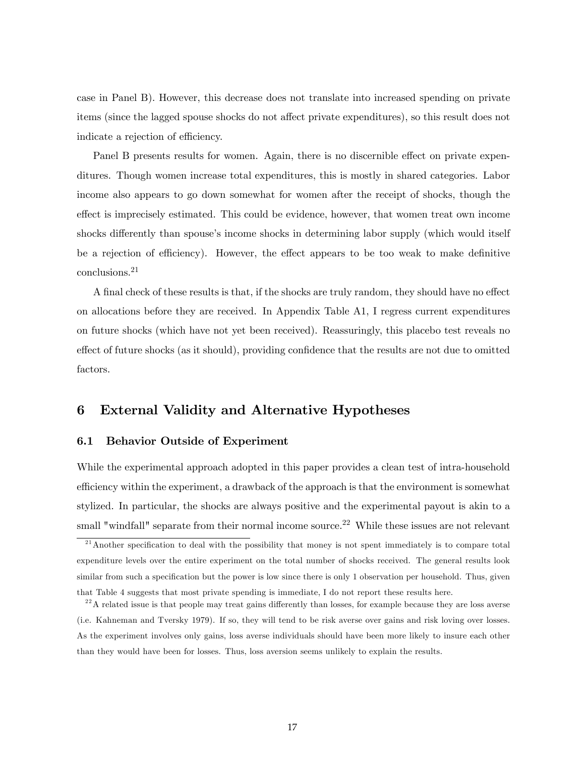case in Panel B). However, this decrease does not translate into increased spending on private items (since the lagged spouse shocks do not affect private expenditures), so this result does not indicate a rejection of efficiency.

Panel B presents results for women. Again, there is no discernible effect on private expenditures. Though women increase total expenditures, this is mostly in shared categories. Labor income also appears to go down somewhat for women after the receipt of shocks, though the effect is imprecisely estimated. This could be evidence, however, that women treat own income shocks differently than spouse's income shocks in determining labor supply (which would itself be a rejection of efficiency). However, the effect appears to be too weak to make definitive conclusions.[21]

A final check of these results is that, if the shocks are truly random, they should have no effect on allocations before they are received. In Appendix Table A1, I regress current expenditures on future shocks (which have not yet been received). Reassuringly, this placebo test reveals no effect of future shocks (as it should), providing confidence that the results are not due to omitted factors.

## 6 External Validity and Alternative Hypotheses

### 6.1 Behavior Outside of Experiment

While the experimental approach adopted in this paper provides a clean test of intra-household efficiency within the experiment, a drawback of the approach is that the environment is somewhat stylized. In particular, the shocks are always positive and the experimental payout is akin to a small "windfall" separate from their normal income source.[22] While these issues are not relevant

[21] Another specification to deal with the possibility that money is not spent immediately is to compare total expenditure levels over the entire experiment on the total number of shocks received. The general results look similar from such a specification but the power is low since there is only 1 observation per household. Thus, given that Table 4 suggests that most private spending is immediate, I do not report these results here.

[22] A related issue is that people may treat gains differently than losses, for example because they are loss averse (i.e. Kahneman and Tversky 1979). If so, they will tend to be risk averse over gains and risk loving over losses. As the experiment involves only gains, loss averse individuals should have been more likely to insure each other than they would have been for losses. Thus, loss aversion seems unlikely to explain the results.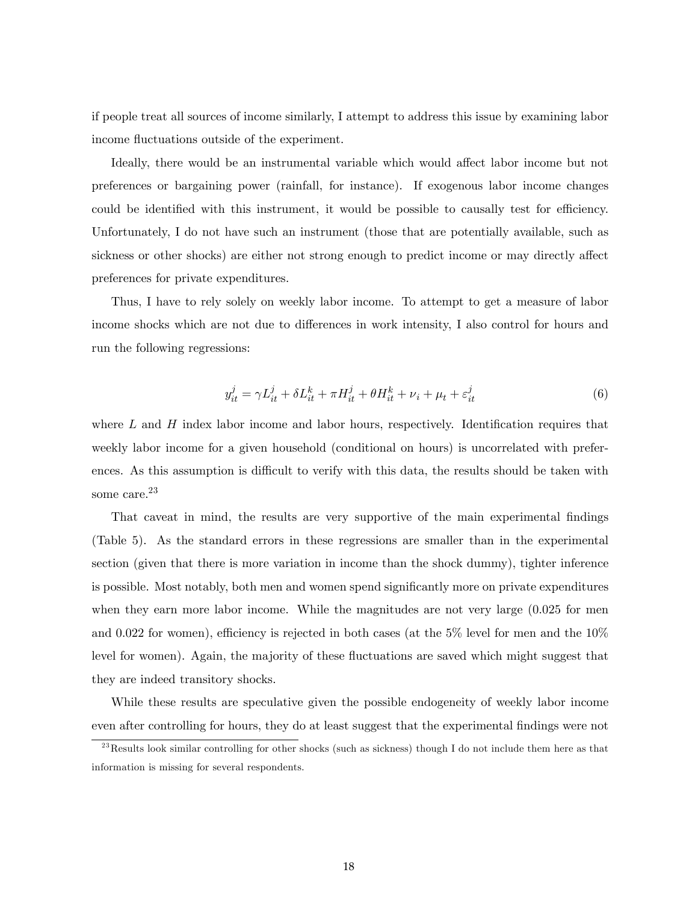if people treat all sources of income similarly, I attempt to address this issue by examining labor income fluctuations outside of the experiment.

Ideally, there would be an instrumental variable which would affect labor income but not preferences or bargaining power (rainfall, for instance). If exogenous labor income changes could be identified with this instrument, it would be possible to causally test for efficiency. Unfortunately, I do not have such an instrument (those that are potentially available, such as sickness or other shocks) are either not strong enough to predict income or may directly affect preferences for private expenditures.

Thus, I have to rely solely on weekly labor income. To attempt to get a measure of labor income shocks which are not due to differences in work intensity, I also control for hours and run the following regressions:

$$y_{it}^{j} = \gamma L_{it}^{j} + \delta L_{it}^{k} + \pi H_{it}^{j} + \theta H_{it}^{k} + \nu_i + \mu_t + \varepsilon_{it}^{j} \tag{6}$$

where $L$ and $H$ index labor income and labor hours, respectively. Identification requires that weekly labor income for a given household (conditional on hours) is uncorrelated with preferences. As this assumption is difficult to verify with this data, the results should be taken with some care.[23]

That caveat in mind, the results are very supportive of the main experimental findings (Table 5). As the standard errors in these regressions are smaller than in the experimental section (given that there is more variation in income than the shock dummy), tighter inference is possible. Most notably, both men and women spend significantly more on private expenditures when they earn more labor income. While the magnitudes are not very large (0.025 for men and 0.022 for women), efficiency is rejected in both cases (at the 5% level for men and the 10% level for women). Again, the majority of these fluctuations are saved which might suggest that they are indeed transitory shocks.

While these results are speculative given the possible endogeneity of weekly labor income even after controlling for hours, they do at least suggest that the experimental findings were not

[23] Results look similar controlling for other shocks (such as sickness) though I do not include them here as that information is missing for several respondents.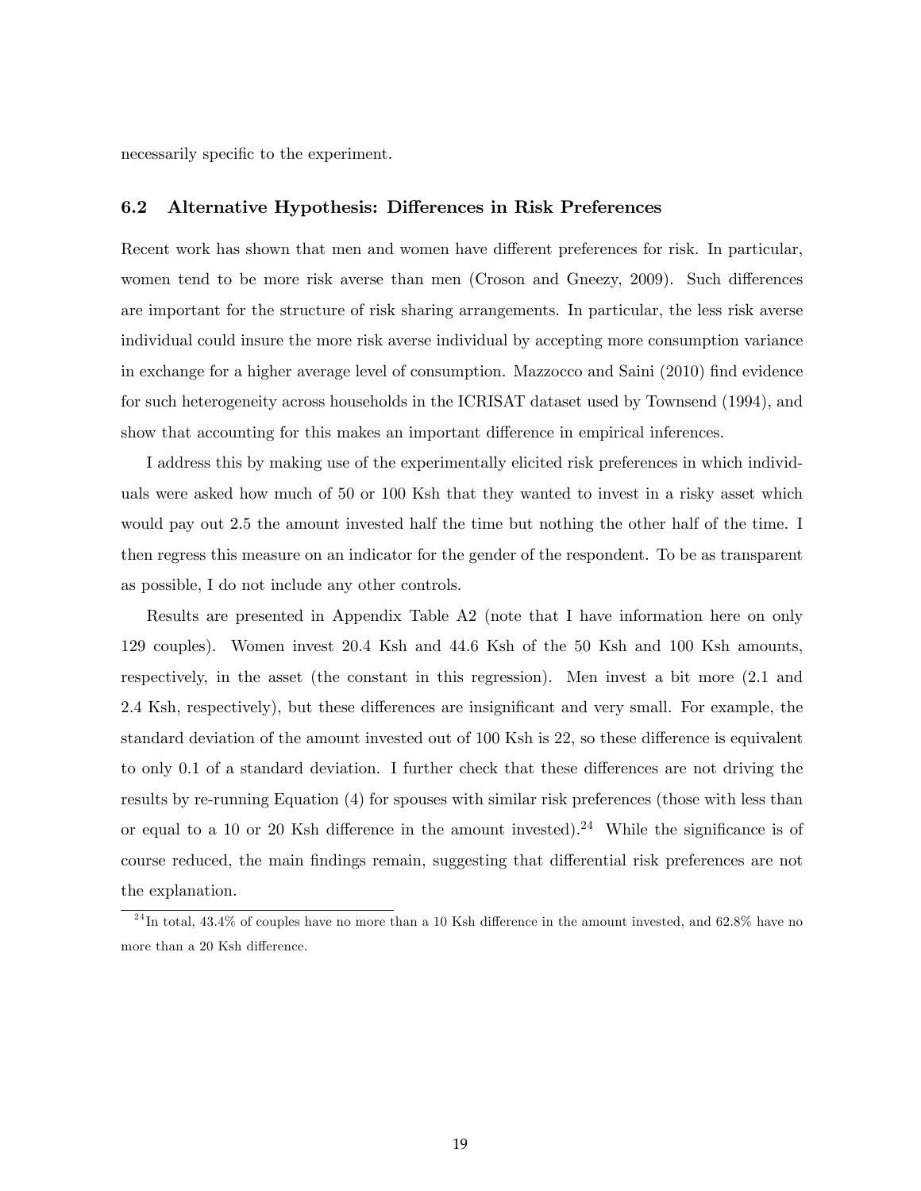necessarily specific to the experiment.

### 6.2 Alternative Hypothesis: Differences in Risk Preferences

Recent work has shown that men and women have different preferences for risk. In particular, women tend to be more risk averse than men (Croson and Gneezy, 2009). Such differences are important for the structure of risk sharing arrangements. In particular, the less risk averse individual could insure the more risk averse individual by accepting more consumption variance in exchange for a higher average level of consumption. Mazzocco and Saini (2010) find evidence for such heterogeneity across households in the ICRISAT dataset used by Townsend (1994), and show that accounting for this makes an important difference in empirical inferences.

I address this by making use of the experimentally elicited risk preferences in which individuals were asked how much of 50 or 100 Ksh that they wanted to invest in a risky asset which would pay out 2.5 the amount invested half the time but nothing the other half of the time. I then regress this measure on an indicator for the gender of the respondent. To be as transparent as possible, I do not include any other controls.

Results are presented in Appendix Table A2 (note that I have information here on only 129 couples). Women invest 20.4 Ksh and 44.6 Ksh of the 50 Ksh and 100 Ksh amounts, respectively, in the asset (the constant in this regression). Men invest a bit more (2.1 and 2.4 Ksh, respectively), but these differences are insignificant and very small. For example, the standard deviation of the amount invested out of 100 Ksh is 22, so these difference is equivalent to only 0.1 of a standard deviation. I further check that these differences are not driving the results by re-running Equation (4) for spouses with similar risk preferences (those with less than or equal to a 10 or 20 Ksh difference in the amount invested).[24] While the significance is of course reduced, the main findings remain, suggesting that differential risk preferences are not the explanation.

[24] In total, 43.4% of couples have no more than a 10 Ksh difference in the amount invested, and 62.8% have no more than a 20 Ksh difference.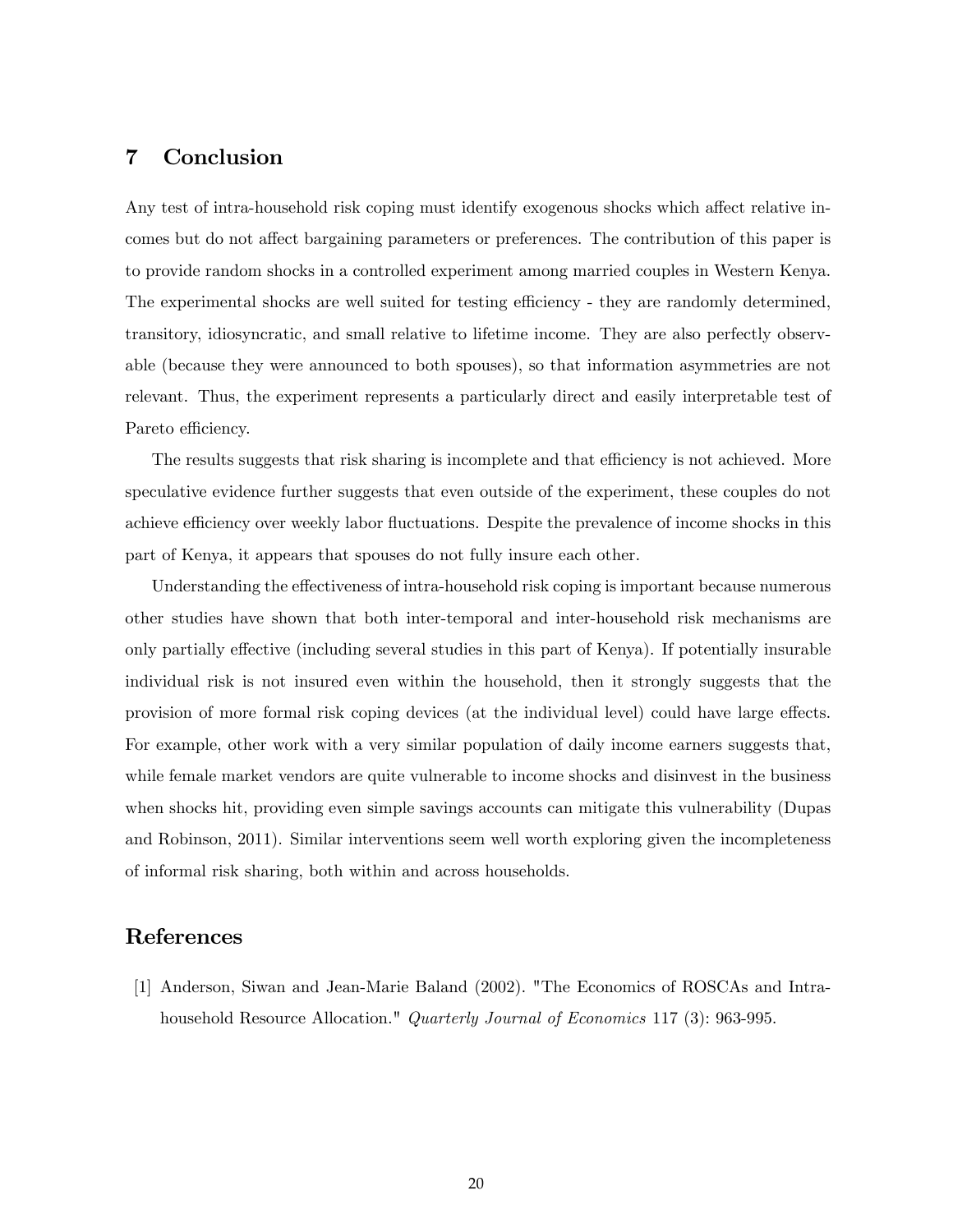## 7 Conclusion

Any test of intra-household risk coping must identify exogenous shocks which affect relative incomes but do not affect bargaining parameters or preferences. The contribution of this paper is to provide random shocks in a controlled experiment among married couples in Western Kenya. The experimental shocks are well suited for testing efficiency - they are randomly determined, transitory, idiosyncratic, and small relative to lifetime income. They are also perfectly observable (because they were announced to both spouses), so that information asymmetries are not relevant. Thus, the experiment represents a particularly direct and easily interpretable test of Pareto efficiency.

The results suggests that risk sharing is incomplete and that efficiency is not achieved. More speculative evidence further suggests that even outside of the experiment, these couples do not achieve efficiency over weekly labor fluctuations. Despite the prevalence of income shocks in this part of Kenya, it appears that spouses do not fully insure each other.

Understanding the effectiveness of intra-household risk coping is important because numerous other studies have shown that both inter-temporal and inter-household risk mechanisms are only partially effective (including several studies in this part of Kenya). If potentially insurable individual risk is not insured even within the household, then it strongly suggests that the provision of more formal risk coping devices (at the individual level) could have large effects. For example, other work with a very similar population of daily income earners suggests that, while female market vendors are quite vulnerable to income shocks and disinvest in the business when shocks hit, providing even simple savings accounts can mitigate this vulnerability (Dupas and Robinson, 2011). Similar interventions seem well worth exploring given the incompleteness of informal risk sharing, both within and across households.

## References

[1] Anderson, Siwan and Jean-Marie Baland (2002). "The Economics of ROSCAs and Intra-household Resource Allocation." *Quarterly Journal of Economics* 117 (3): 963-995.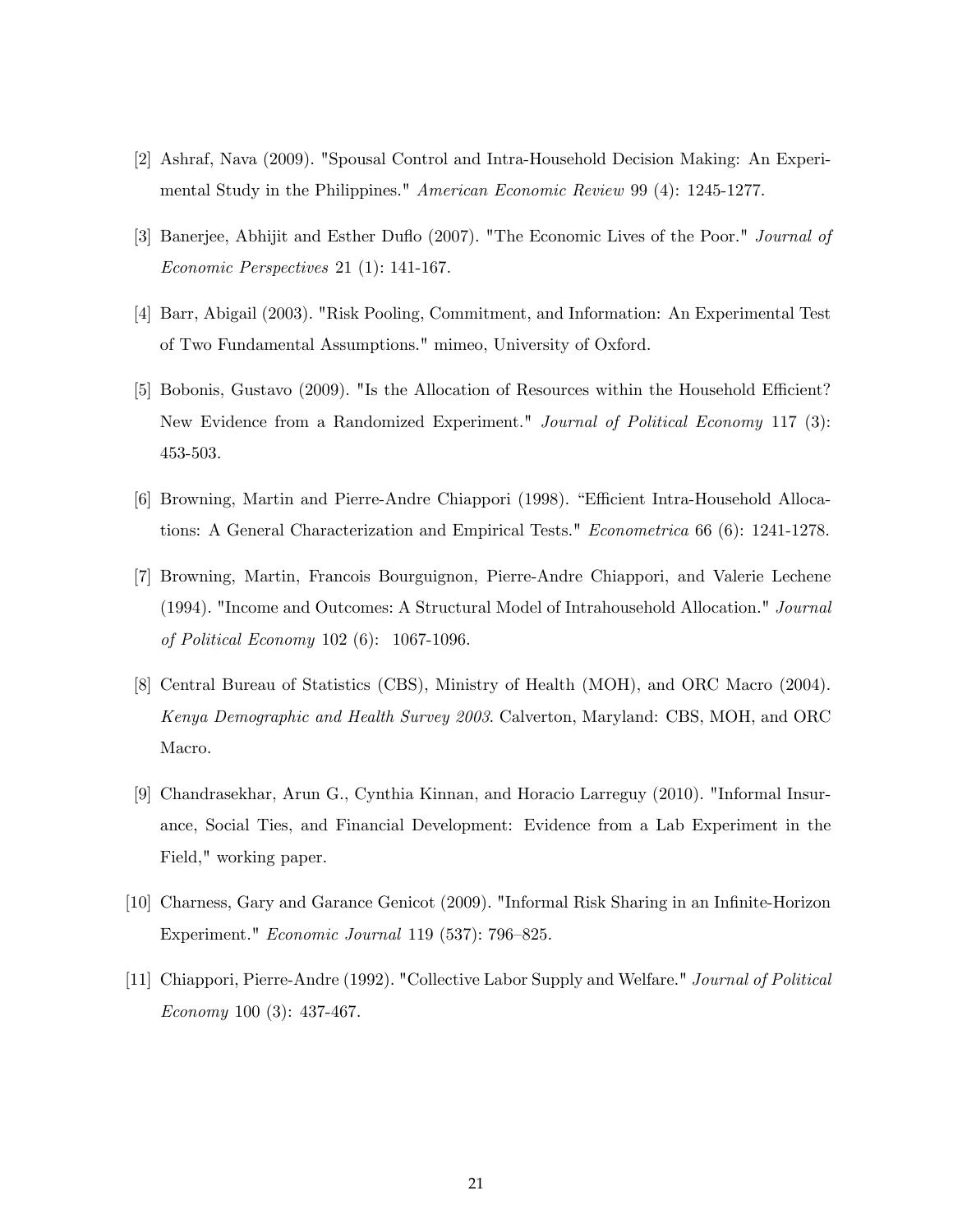[2] Ashraf, Nava (2009). "Spousal Control and Intra-Household Decision Making: An Experimental Study in the Philippines." *American Economic Review* 99 (4): 1245-1277.

[3] Banerjee, Abhijit and Esther Duflo (2007). "The Economic Lives of the Poor." *Journal of Economic Perspectives* 21 (1): 141-167.

[4] Barr, Abigail (2003). "Risk Pooling, Commitment, and Information: An Experimental Test of Two Fundamental Assumptions." mimeo, University of Oxford.

[5] Bobonis, Gustavo (2009). "Is the Allocation of Resources within the Household Efficient? New Evidence from a Randomized Experiment." *Journal of Political Economy* 117 (3): 453-503.

[6] Browning, Martin and Pierre-Andre Chiappori (1998). "Efficient Intra-Household Allocations: A General Characterization and Empirical Tests." *Econometrica* 66 (6): 1241-1278.

[7] Browning, Martin, Francois Bourguignon, Pierre-Andre Chiappori, and Valerie Lechene (1994). "Income and Outcomes: A Structural Model of Intrahousehold Allocation." *Journal of Political Economy* 102 (6): 1067-1096.

[8] Central Bureau of Statistics (CBS), Ministry of Health (MOH), and ORC Macro (2004). *Kenya Demographic and Health Survey 2003*. Calverton, Maryland: CBS, MOH, and ORC Macro.

[9] Chandrasekhar, Arun G., Cynthia Kinnan, and Horacio Larreguy (2010). "Informal Insurance, Social Ties, and Financial Development: Evidence from a Lab Experiment in the Field," working paper.

[10] Charness, Gary and Garance Genicot (2009). "Informal Risk Sharing in an Infinite-Horizon Experiment." *Economic Journal* 119 (537): 796–825.

[11] Chiappori, Pierre-Andre (1992). "Collective Labor Supply and Welfare." *Journal of Political Economy* 100 (3): 437-467.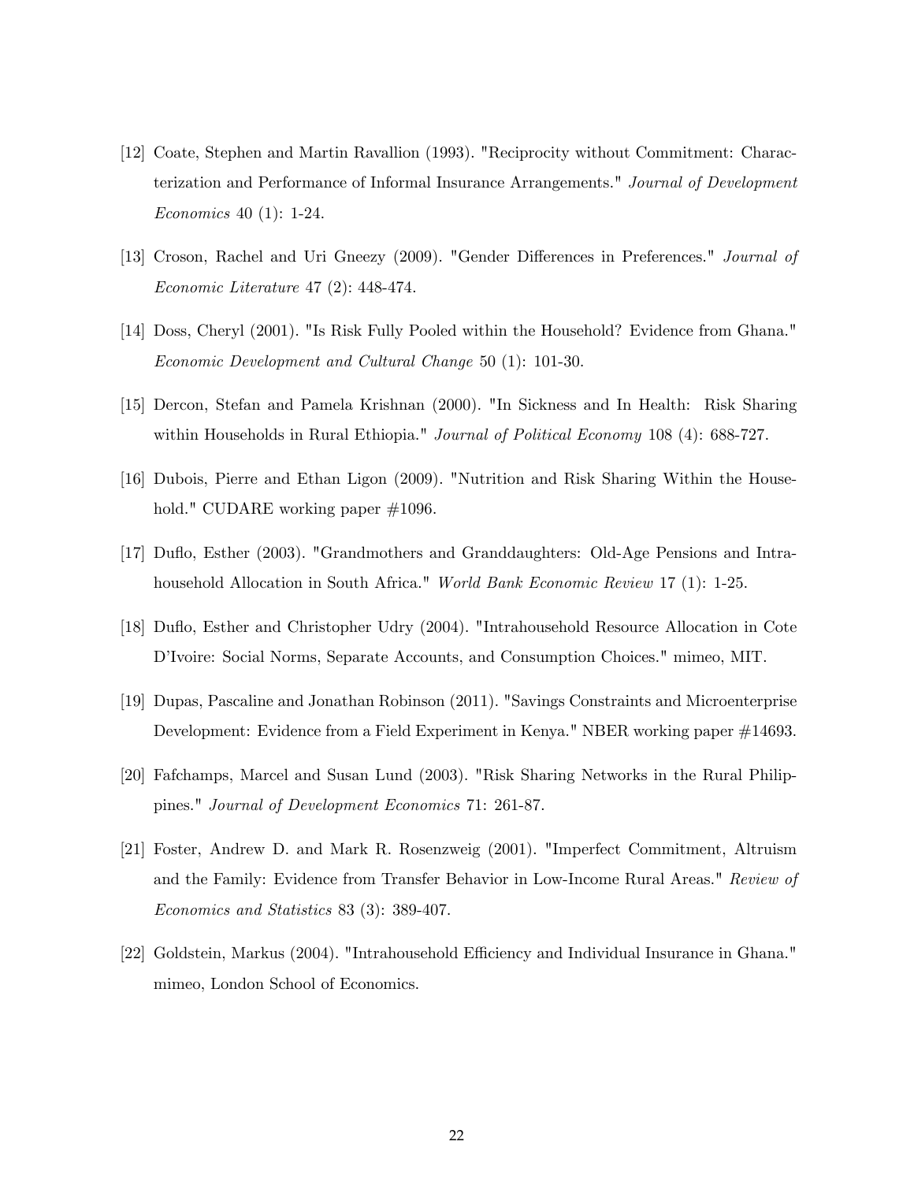[12] Coate, Stephen and Martin Ravallion (1993). "Reciprocity without Commitment: Characterization and Performance of Informal Insurance Arrangements." *Journal of Development Economics* 40 (1): 1-24.

[13] Croson, Rachel and Uri Gneezy (2009). "Gender Differences in Preferences." *Journal of Economic Literature* 47 (2): 448-474.

[14] Doss, Cheryl (2001). "Is Risk Fully Pooled within the Household? Evidence from Ghana." *Economic Development and Cultural Change* 50 (1): 101-30.

[15] Dercon, Stefan and Pamela Krishnan (2000). "In Sickness and In Health: Risk Sharing within Households in Rural Ethiopia." *Journal of Political Economy* 108 (4): 688-727.

[16] Dubois, Pierre and Ethan Ligon (2009). "Nutrition and Risk Sharing Within the Household." CUDARE working paper #1096.

[17] Duflo, Esther (2003). "Grandmothers and Granddaughters: Old-Age Pensions and Intrahousehold Allocation in South Africa." *World Bank Economic Review* 17 (1): 1-25.

[18] Duflo, Esther and Christopher Udry (2004). "Intrahousehold Resource Allocation in Cote D'Ivoire: Social Norms, Separate Accounts, and Consumption Choices." mimeo, MIT.

[19] Dupas, Pascaline and Jonathan Robinson (2011). "Savings Constraints and Microenterprise Development: Evidence from a Field Experiment in Kenya." NBER working paper #14693.

[20] Fafchamps, Marcel and Susan Lund (2003). "Risk Sharing Networks in the Rural Philippines." *Journal of Development Economics* 71: 261-87.

[21] Foster, Andrew D. and Mark R. Rosenzweig (2001). "Imperfect Commitment, Altruism and the Family: Evidence from Transfer Behavior in Low-Income Rural Areas." *Review of Economics and Statistics* 83 (3): 389-407.

[22] Goldstein, Markus (2004). "Intrahousehold Efficiency and Individual Insurance in Ghana." mimeo, London School of Economics.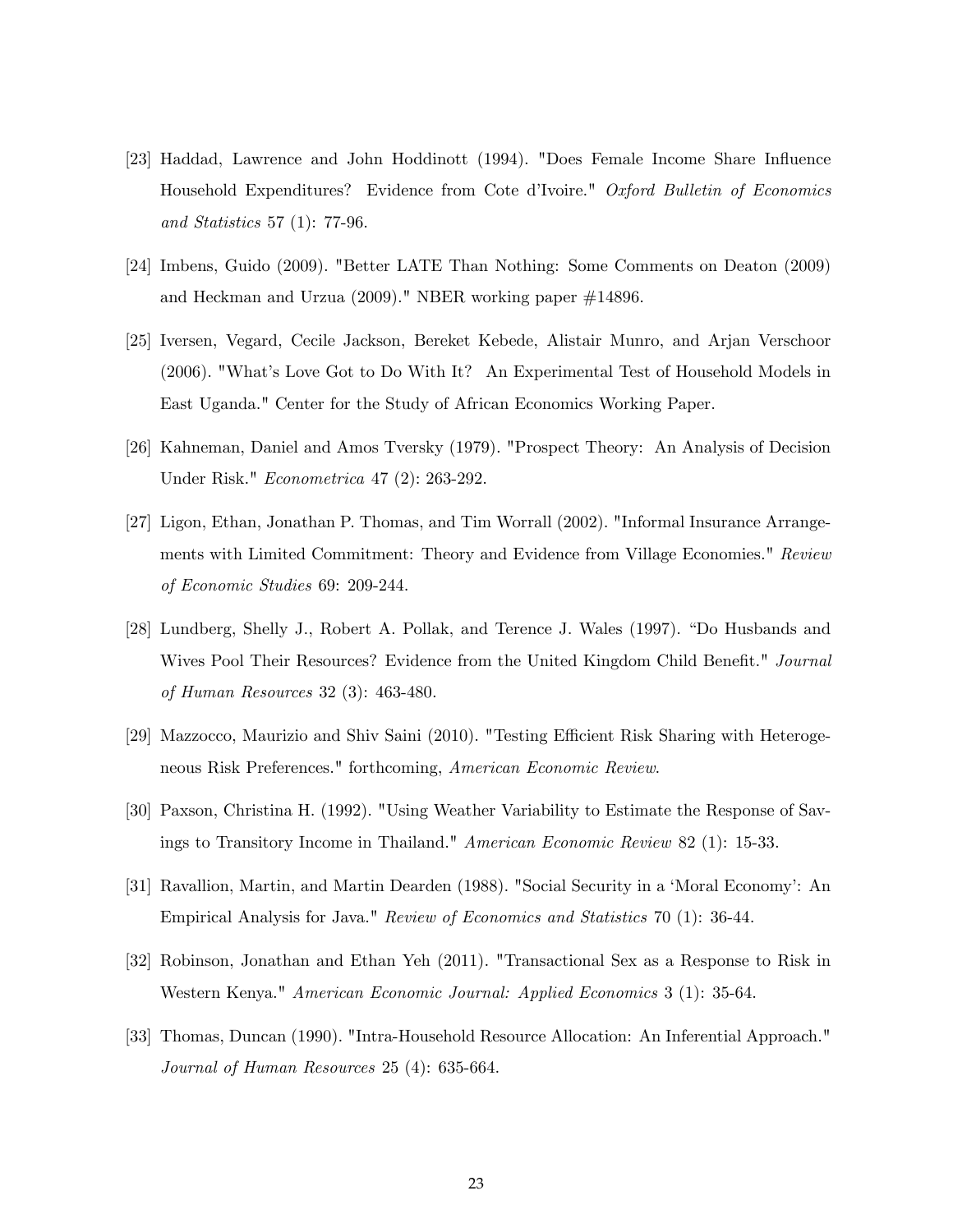[23] Haddad, Lawrence and John Hoddinott (1994). "Does Female Income Share Influence Household Expenditures? Evidence from Cote d'Ivoire." *Oxford Bulletin of Economics and Statistics* 57 (1): 77-96.

[24] Imbens, Guido (2009). "Better LATE Than Nothing: Some Comments on Deaton (2009) and Heckman and Urzua (2009)." NBER working paper #14896.

[25] Iversen, Vegard, Cecile Jackson, Bereket Kebede, Alistair Munro, and Arjan Verschoor (2006). "What's Love Got to Do With It? An Experimental Test of Household Models in East Uganda." Center for the Study of African Economics Working Paper.

[26] Kahneman, Daniel and Amos Tversky (1979). "Prospect Theory: An Analysis of Decision Under Risk." *Econometrica* 47 (2): 263-292.

[27] Ligon, Ethan, Jonathan P. Thomas, and Tim Worrall (2002). "Informal Insurance Arrangements with Limited Commitment: Theory and Evidence from Village Economies." *Review of Economic Studies* 69: 209-244.

[28] Lundberg, Shelly J., Robert A. Pollak, and Terence J. Wales (1997). "Do Husbands and Wives Pool Their Resources? Evidence from the United Kingdom Child Benefit." *Journal of Human Resources* 32 (3): 463-480.

[29] Mazzocco, Maurizio and Shiv Saini (2010). "Testing Efficient Risk Sharing with Heterogeneous Risk Preferences." forthcoming, *American Economic Review*.

[30] Paxson, Christina H. (1992). "Using Weather Variability to Estimate the Response of Savings to Transitory Income in Thailand." *American Economic Review* 82 (1): 15-33.

[31] Ravallion, Martin, and Martin Dearden (1988). "Social Security in a 'Moral Economy': An Empirical Analysis for Java." *Review of Economics and Statistics* 70 (1): 36-44.

[32] Robinson, Jonathan and Ethan Yeh (2011). "Transactional Sex as a Response to Risk in Western Kenya." *American Economic Journal: Applied Economics* 3 (1): 35-64.

[33] Thomas, Duncan (1990). "Intra-Household Resource Allocation: An Inferential Approach." *Journal of Human Resources* 25 (4): 635-664.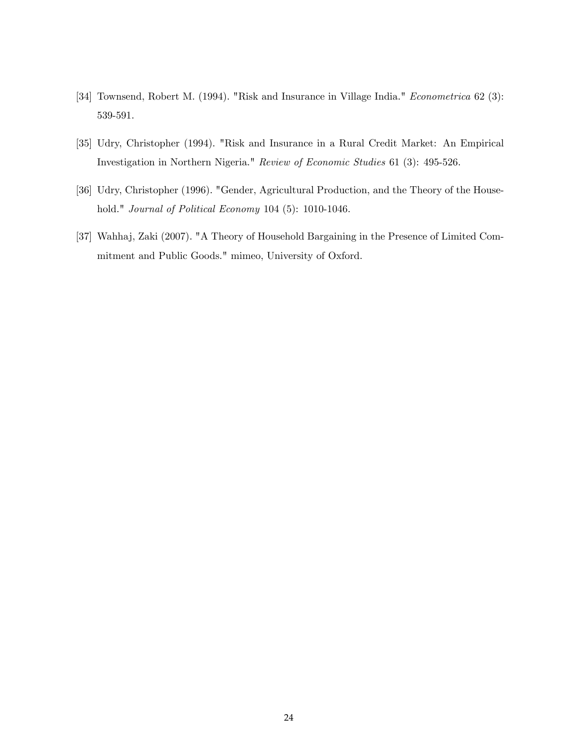[34] Townsend, Robert M. (1994). "Risk and Insurance in Village India." *Econometrica* 62 (3): 539-591.

[35] Udry, Christopher (1994). "Risk and Insurance in a Rural Credit Market: An Empirical Investigation in Northern Nigeria." *Review of Economic Studies* 61 (3): 495-526.

[36] Udry, Christopher (1996). "Gender, Agricultural Production, and the Theory of the Household." *Journal of Political Economy* 104 (5): 1010-1046.

[37] Wahhaj, Zaki (2007). "A Theory of Household Bargaining in the Presence of Limited Commitment and Public Goods." mimeo, University of Oxford.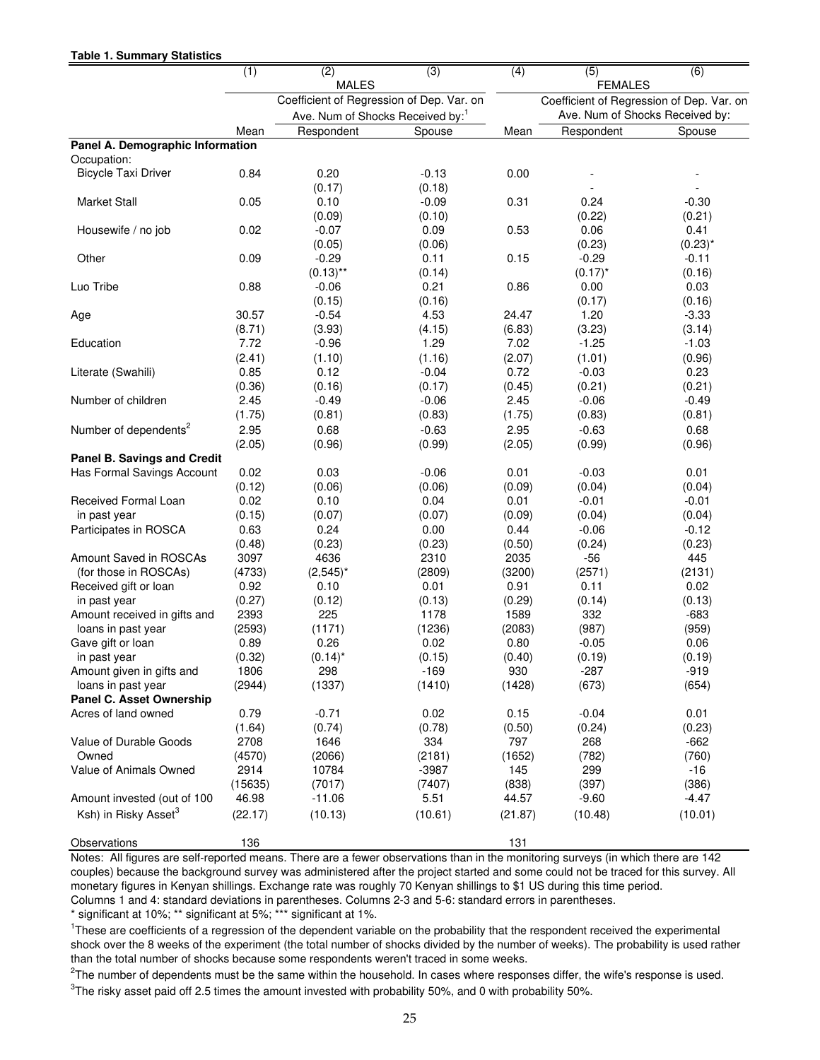**Table 1. Summary Statistics**

| | (1) | (2) | (3) | (4) | (5) | (6) |
|---|---|---|---|---|---|---|
| | MALES | | | FEMALES | | |
| | | Coefficient of Regression of Dep. Var. on Ave. Num of Shocks Received by:[1] | | | Coefficient of Regression of Dep. Var. on Ave. Num of Shocks Received by: | |
| | Mean | Respondent | Spouse | Mean | Respondent | Spouse |
| **Panel A. Demographic Information** | | | | | | |
| Occupation: | | | | | | |
| Bicycle Taxi Driver | 0.84 | 0.20 | -0.13 | 0.00 | - | - |
| | | (0.17) | (0.18) | | - | - |
| Market Stall | 0.05 | 0.10 | -0.09 | 0.31 | 0.24 | -0.30 |
| | | (0.09) | (0.10) | | (0.22) | (0.21) |
| Housewife / no job | 0.02 | -0.07 | 0.09 | 0.53 | 0.06 | 0.41 |
| | | (0.05) | (0.06) | | (0.23) | (0.23)* |
| Other | 0.09 | -0.29 | 0.11 | 0.15 | -0.29 | -0.11 |
| | | (0.13)** | (0.14) | | (0.17)* | (0.16) |
| Luo Tribe | 0.88 | -0.06 | 0.21 | 0.86 | 0.00 | 0.03 |
| | | (0.15) | (0.16) | | (0.17) | (0.16) |
| Age | 30.57 | -0.54 | 4.53 | 24.47 | 1.20 | -3.33 |
| | (8.71) | (3.93) | (4.15) | (6.83) | (3.23) | (3.14) |
| Education | 7.72 | -0.96 | 1.29 | 7.02 | -1.25 | -1.03 |
| | (2.41) | (1.10) | (1.16) | (2.07) | (1.01) | (0.96) |
| Literate (Swahili) | 0.85 | 0.12 | -0.04 | 0.72 | -0.03 | 0.23 |
| | (0.36) | (0.16) | (0.17) | (0.45) | (0.21) | (0.21) |
| Number of children | 2.45 | -0.49 | -0.06 | 2.45 | -0.06 | -0.49 |
| | (1.75) | (0.81) | (0.83) | (1.75) | (0.83) | (0.81) |
| Number of dependents[2] | 2.95 | 0.68 | -0.63 | 2.95 | -0.63 | 0.68 |
| | (2.05) | (0.96) | (0.99) | (2.05) | (0.99) | (0.96) |
| **Panel B. Savings and Credit** | | | | | | |
| Has Formal Savings Account | 0.02 | 0.03 | -0.06 | 0.01 | -0.03 | 0.01 |
| | (0.12) | (0.06) | (0.06) | (0.09) | (0.04) | (0.04) |
| Received Formal Loan in past year | 0.02 | 0.10 | 0.04 | 0.01 | -0.01 | -0.01 |
| | (0.15) | (0.07) | (0.07) | (0.09) | (0.04) | (0.04) |
| Participates in ROSCA | 0.63 | 0.24 | 0.00 | 0.44 | -0.06 | -0.12 |
| | (0.48) | (0.23) | (0.23) | (0.50) | (0.24) | (0.23) |
| Amount Saved in ROSCAs (for those in ROSCAs) | 3097 | 4636 | 2310 | 2035 | -56 | 445 |
| | (4733) | (2,545)* | (2809) | (3200) | (2571) | (2131) |
| Received gift or loan in past year | 0.92 | 0.10 | 0.01 | 0.91 | 0.11 | 0.02 |
| | (0.27) | (0.12) | (0.13) | (0.29) | (0.14) | (0.13) |
| Amount received in gifts and loans in past year | 2393 | 225 | 1178 | 1589 | 332 | -683 |
| | (2593) | (1171) | (1236) | (2083) | (987) | (959) |
| Gave gift or loan in past year | 0.89 | 0.26 | 0.02 | 0.80 | -0.05 | 0.06 |
| | (0.32) | (0.14)* | (0.15) | (0.40) | (0.19) | (0.19) |
| Amount given in gifts and loans in past year | 1806 | 298 | -169 | 930 | -287 | -919 |
| | (2944) | (1337) | (1410) | (1428) | (673) | (654) |
| **Panel C. Asset Ownership** | | | | | | |
| Acres of land owned | 0.79 | -0.71 | 0.02 | 0.15 | -0.04 | 0.01 |
| | (1.64) | (0.74) | (0.78) | (0.50) | (0.24) | (0.23) |
| Value of Durable Goods Owned | 2708 | 1646 | 334 | 797 | 268 | -662 |
| | (4570) | (2066) | (2181) | (1652) | (782) | (760) |
| Value of Animals Owned | 2914 | 10784 | -3987 | 145 | 299 | -16 |
| | (15635) | (7017) | (7407) | (838) | (397) | (386) |
| Amount invested (out of 100 Ksh) in Risky Asset[3] | 46.98 | -11.06 | 5.51 | 44.57 | -9.60 | -4.47 |
| | (22.17) | (10.13) | (10.61) | (21.87) | (10.48) | (10.01) |
| Observations | 136 | | | 131 | | |

Notes: All figures are self-reported means. There are a fewer observations than in the monitoring surveys (in which there are 142 couples) because the background survey was administered after the project started and some could not be traced for this survey. All monetary figures in Kenyan shillings. Exchange rate was roughly 70 Kenyan shillings to $1 US during this time period.
Columns 1 and 4: standard deviations in parentheses. Columns 2-3 and 5-6: standard errors in parentheses.
* significant at 10%; ** significant at 5%; *** significant at 1%.

[1]These are coefficients of a regression of the dependent variable on the probability that the respondent received the experimental shock over the 8 weeks of the experiment (the total number of shocks divided by the number of weeks). The probability is used rather than the total number of shocks because some respondents weren't traced in some weeks.

[2]The number of dependents must be the same within the household. In cases where responses differ, the wife's response is used.

[3]The risky asset paid off 2.5 times the amount invested with probability 50%, and 0 with probability 50%.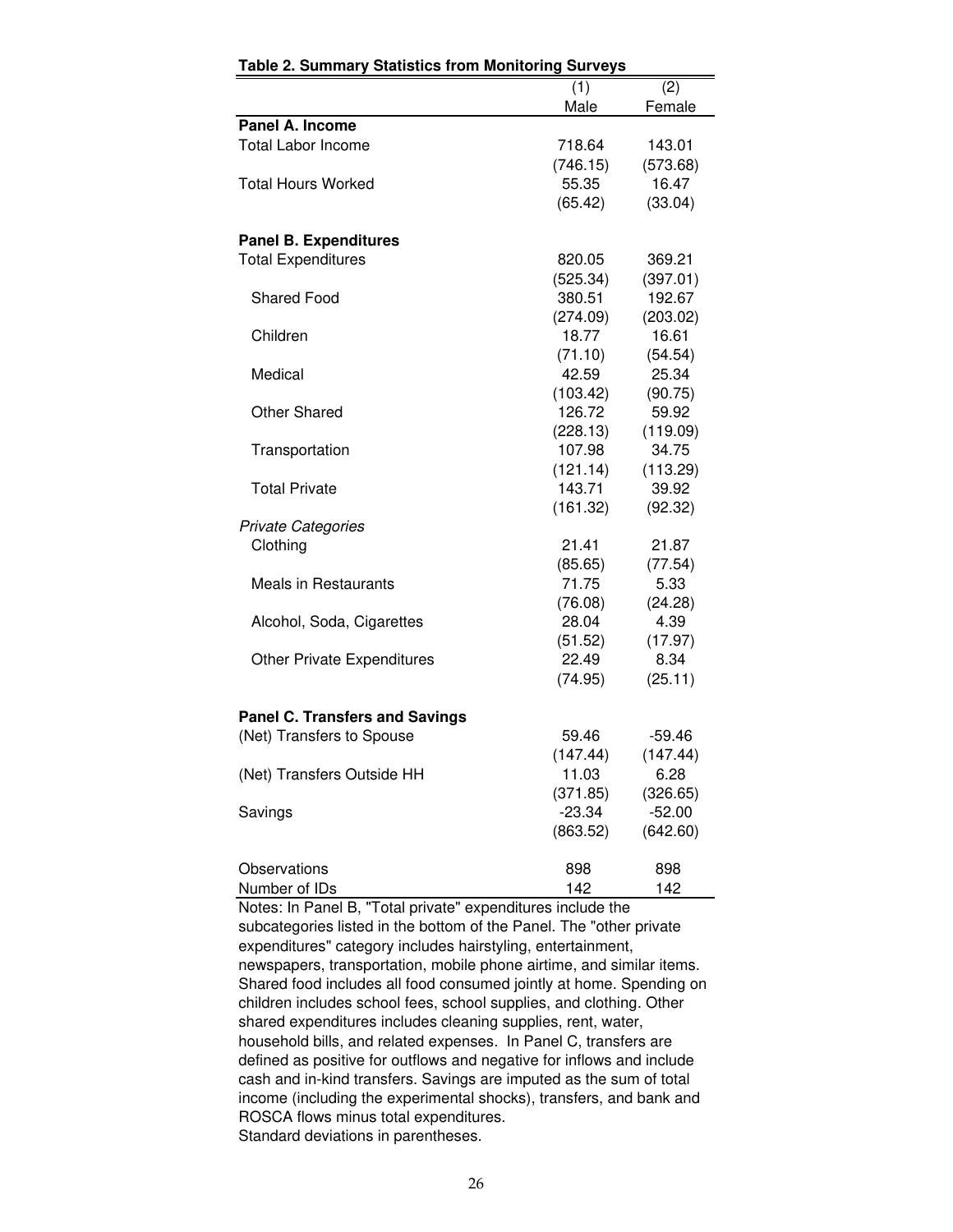**Table 2. Summary Statistics from Monitoring Surveys**

| | (1) | (2) |
|---|---|---|
| | Male | Female |
| **Panel A. Income** | | |
| Total Labor Income | 718.64 | 143.01 |
| | (746.15) | (573.68) |
| Total Hours Worked | 55.35 | 16.47 |
| | (65.42) | (33.04) |
| **Panel B. Expenditures** | | |
| Total Expenditures | 820.05 | 369.21 |
| | (525.34) | (397.01) |
| Shared Food | 380.51 | 192.67 |
| | (274.09) | (203.02) |
| Children | 18.77 | 16.61 |
| | (71.10) | (54.54) |
| Medical | 42.59 | 25.34 |
| | (103.42) | (90.75) |
| Other Shared | 126.72 | 59.92 |
| | (228.13) | (119.09) |
| Transportation | 107.98 | 34.75 |
| | (121.14) | (113.29) |
| Total Private | 143.71 | 39.92 |
| | (161.32) | (92.32) |
| *Private Categories* | | |
| Clothing | 21.41 | 21.87 |
| | (85.65) | (77.54) |
| Meals in Restaurants | 71.75 | 5.33 |
| | (76.08) | (24.28) |
| Alcohol, Soda, Cigarettes | 28.04 | 4.39 |
| | (51.52) | (17.97) |
| Other Private Expenditures | 22.49 | 8.34 |
| | (74.95) | (25.11) |
| **Panel C. Transfers and Savings** | | |
| (Net) Transfers to Spouse | 59.46 | -59.46 |
| | (147.44) | (147.44) |
| (Net) Transfers Outside HH | 11.03 | 6.28 |
| | (371.85) | (326.65) |
| Savings | -23.34 | -52.00 |
| | (863.52) | (642.60) |
| Observations | 898 | 898 |
| Number of IDs | 142 | 142 |

Notes: In Panel B, "Total private" expenditures include the subcategories listed in the bottom of the Panel. The "other private expenditures" category includes hairstyling, entertainment, newspapers, transportation, mobile phone airtime, and similar items. Shared food includes all food consumed jointly at home. Spending on children includes school fees, school supplies, and clothing. Other shared expenditures includes cleaning supplies, rent, water, household bills, and related expenses. In Panel C, transfers are defined as positive for outflows and negative for inflows and include cash and in-kind transfers. Savings are imputed as the sum of total income (including the experimental shocks), transfers, and bank and ROSCA flows minus total expenditures.
Standard deviations in parentheses.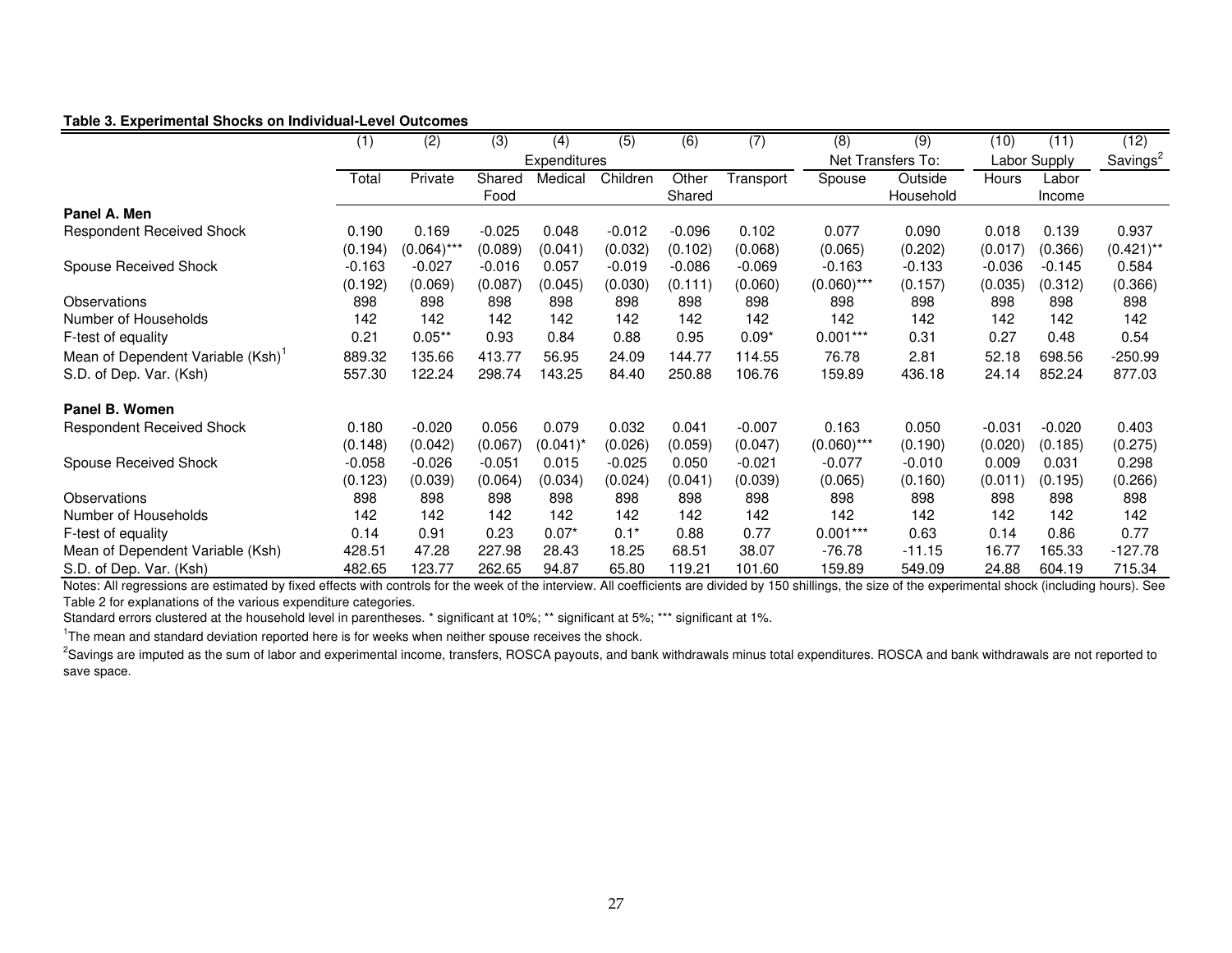**Table 3. Experimental Shocks on Individual-Level Outcomes**

| | (1) | (2) | (3) | (4) | (5) | (6) | (7) | (8) | (9) | (10) | (11) | (12) |
|---|---|---|---|---|---|---|---|---|---|---|---|---|
| | Expenditures | | | | | | | Net Transfers To: | | Labor Supply | | Savings[2] |
| | Total | Private | Shared Food | Medical | Children | Other Shared | Transport | Spouse | Outside Household | Hours | Labor Income | |
| **Panel A. Men** | | | | | | | | | | | | |
| Respondent Received Shock | 0.190 | 0.169 | -0.025 | 0.048 | -0.012 | -0.096 | 0.102 | 0.077 | 0.090 | 0.018 | 0.139 | 0.937 |
| | (0.194) | (0.064)*** | (0.089) | (0.041) | (0.032) | (0.102) | (0.068) | (0.065) | (0.202) | (0.017) | (0.366) | (0.421)** |
| Spouse Received Shock | -0.163 | -0.027 | -0.016 | 0.057 | -0.019 | -0.086 | -0.069 | -0.163 | -0.133 | -0.036 | -0.145 | 0.584 |
| | (0.192) | (0.069) | (0.087) | (0.045) | (0.030) | (0.111) | (0.060) | (0.060)*** | (0.157) | (0.035) | (0.312) | (0.366) |
| Observations | 898 | 898 | 898 | 898 | 898 | 898 | 898 | 898 | 898 | 898 | 898 | 898 |
| Number of Households | 142 | 142 | 142 | 142 | 142 | 142 | 142 | 142 | 142 | 142 | 142 | 142 |
| F-test of equality | 0.21 | 0.05** | 0.93 | 0.84 | 0.88 | 0.95 | 0.09* | 0.001*** | 0.31 | 0.27 | 0.48 | 0.54 |
| Mean of Dependent Variable (Ksh)[1] | 889.32 | 135.66 | 413.77 | 56.95 | 24.09 | 144.77 | 114.55 | 76.78 | 2.81 | 52.18 | 698.56 | -250.99 |
| S.D. of Dep. Var. (Ksh) | 557.30 | 122.24 | 298.74 | 143.25 | 84.40 | 250.88 | 106.76 | 159.89 | 436.18 | 24.14 | 852.24 | 877.03 |
| **Panel B. Women** | | | | | | | | | | | | |
| Respondent Received Shock | 0.180 | -0.020 | 0.056 | 0.079 | 0.032 | 0.041 | -0.007 | 0.163 | 0.050 | -0.031 | -0.020 | 0.403 |
| | (0.148) | (0.042) | (0.067) | (0.041)* | (0.026) | (0.059) | (0.047) | (0.060)*** | (0.190) | (0.020) | (0.185) | (0.275) |
| Spouse Received Shock | -0.058 | -0.026 | -0.051 | 0.015 | -0.025 | 0.050 | -0.021 | -0.077 | -0.010 | 0.009 | 0.031 | 0.298 |
| | (0.123) | (0.039) | (0.064) | (0.034) | (0.024) | (0.041) | (0.039) | (0.065) | (0.160) | (0.011) | (0.195) | (0.266) |
| Observations | 898 | 898 | 898 | 898 | 898 | 898 | 898 | 898 | 898 | 898 | 898 | 898 |
| Number of Households | 142 | 142 | 142 | 142 | 142 | 142 | 142 | 142 | 142 | 142 | 142 | 142 |
| F-test of equality | 0.14 | 0.91 | 0.23 | 0.07* | 0.1* | 0.88 | 0.77 | 0.001*** | 0.63 | 0.14 | 0.86 | 0.77 |
| Mean of Dependent Variable (Ksh) | 428.51 | 47.28 | 227.98 | 28.43 | 18.25 | 68.51 | 38.07 | -76.78 | -11.15 | 16.77 | 165.33 | -127.78 |
| S.D. of Dep. Var. (Ksh) | 482.65 | 123.77 | 262.65 | 94.87 | 65.80 | 119.21 | 101.60 | 159.89 | 549.09 | 24.88 | 604.19 | 715.34 |

Notes: All regressions are estimated by fixed effects with controls for the week of the interview. All coefficients are divided by 150 shillings, the size of the experimental shock (including hours). See Table 2 for explanations of the various expenditure categories.

Standard errors clustered at the household level in parentheses. * significant at 10%; ** significant at 5%; *** significant at 1%.

[1] The mean and standard deviation reported here is for weeks when neither spouse receives the shock.

[2] Savings are imputed as the sum of labor and experimental income, transfers, ROSCA payouts, and bank withdrawals minus total expenditures. ROSCA and bank withdrawals are not reported to save space.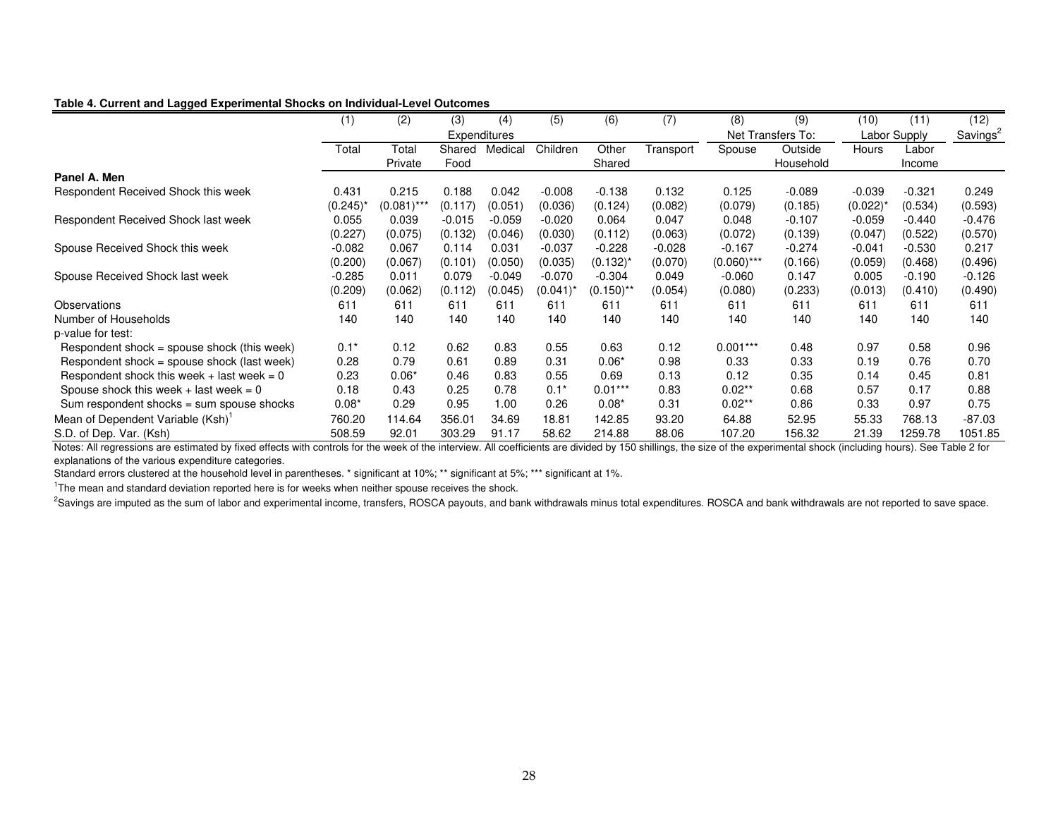**Table 4. Current and Lagged Experimental Shocks on Individual-Level Outcomes**

| | (1) | (2) | (3) | (4) | (5) | (6) | (7) | (8) | (9) | (10) | (11) | (12) |
|---|---|---|---|---|---|---|---|---|---|---|---|---|
| | Expenditures | | | | | | | Net Transfers To: | | Labor Supply | | Savings[2] |
| | Total | Total Private | Shared Food | Medical | Children | Other Shared | Transport | Spouse | Outside Household | Hours | Labor Income | |
| **Panel A. Men** | | | | | | | | | | | | |
| Respondent Received Shock this week | 0.431 | 0.215 | 0.188 | 0.042 | -0.008 | -0.138 | 0.132 | 0.125 | -0.089 | -0.039 | -0.321 | 0.249 |
| | (0.245)* | (0.081)*** | (0.117) | (0.051) | (0.036) | (0.124) | (0.082) | (0.079) | (0.185) | (0.022)* | (0.534) | (0.593) |
| Respondent Received Shock last week | 0.055 | 0.039 | -0.015 | -0.059 | -0.020 | 0.064 | 0.047 | 0.048 | -0.107 | -0.059 | -0.440 | -0.476 |
| | (0.227) | (0.075) | (0.132) | (0.046) | (0.030) | (0.112) | (0.063) | (0.072) | (0.139) | (0.047) | (0.522) | (0.570) |
| Spouse Received Shock this week | -0.082 | 0.067 | 0.114 | 0.031 | -0.037 | -0.228 | -0.028 | -0.167 | -0.274 | -0.041 | -0.530 | 0.217 |
| | (0.200) | (0.067) | (0.101) | (0.050) | (0.035) | (0.132)* | (0.070) | (0.060)*** | (0.166) | (0.059) | (0.468) | (0.496) |
| Spouse Received Shock last week | -0.285 | 0.011 | 0.079 | -0.049 | -0.070 | -0.304 | 0.049 | -0.060 | 0.147 | 0.005 | -0.190 | -0.126 |
| | (0.209) | (0.062) | (0.112) | (0.045) | (0.041)* | (0.150)** | (0.054) | (0.080) | (0.233) | (0.013) | (0.410) | (0.490) |
| Observations | 611 | 611 | 611 | 611 | 611 | 611 | 611 | 611 | 611 | 611 | 611 | 611 |
| Number of Households | 140 | 140 | 140 | 140 | 140 | 140 | 140 | 140 | 140 | 140 | 140 | 140 |
| p-value for test: | | | | | | | | | | | | |
| Respondent shock = spouse shock (this week) | 0.1* | 0.12 | 0.62 | 0.83 | 0.55 | 0.63 | 0.12 | 0.001*** | 0.48 | 0.97 | 0.58 | 0.96 |
| Respondent shock = spouse shock (last week) | 0.28 | 0.79 | 0.61 | 0.89 | 0.31 | 0.06* | 0.98 | 0.33 | 0.33 | 0.19 | 0.76 | 0.70 |
| Respondent shock this week + last week = 0 | 0.23 | 0.06* | 0.46 | 0.83 | 0.55 | 0.69 | 0.13 | 0.12 | 0.35 | 0.14 | 0.45 | 0.81 |
| Spouse shock this week + last week = 0 | 0.18 | 0.43 | 0.25 | 0.78 | 0.1* | 0.01*** | 0.83 | 0.02** | 0.68 | 0.57 | 0.17 | 0.88 |
| Sum respondent shocks = sum spouse shocks | 0.08* | 0.29 | 0.95 | 1.00 | 0.26 | 0.08* | 0.31 | 0.02** | 0.86 | 0.33 | 0.97 | 0.75 |
| Mean of Dependent Variable (Ksh)[1] | 760.20 | 114.64 | 356.01 | 34.69 | 18.81 | 142.85 | 93.20 | 64.88 | 52.95 | 55.33 | 768.13 | -87.03 |
| S.D. of Dep. Var. (Ksh) | 508.59 | 92.01 | 303.29 | 91.17 | 58.62 | 214.88 | 88.06 | 107.20 | 156.32 | 21.39 | 1259.78 | 1051.85 |

Notes: All regressions are estimated by fixed effects with controls for the week of the interview. All coefficients are divided by 150 shillings, the size of the experimental shock (including hours). See Table 2 for explanations of the various expenditure categories.

Standard errors clustered at the household level in parentheses. * significant at 10%; ** significant at 5%; *** significant at 1%.

[1] The mean and standard deviation reported here is for weeks when neither spouse receives the shock.

[2] Savings are imputed as the sum of labor and experimental income, transfers, ROSCA payouts, and bank withdrawals minus total expenditures. ROSCA and bank withdrawals are not reported to save space.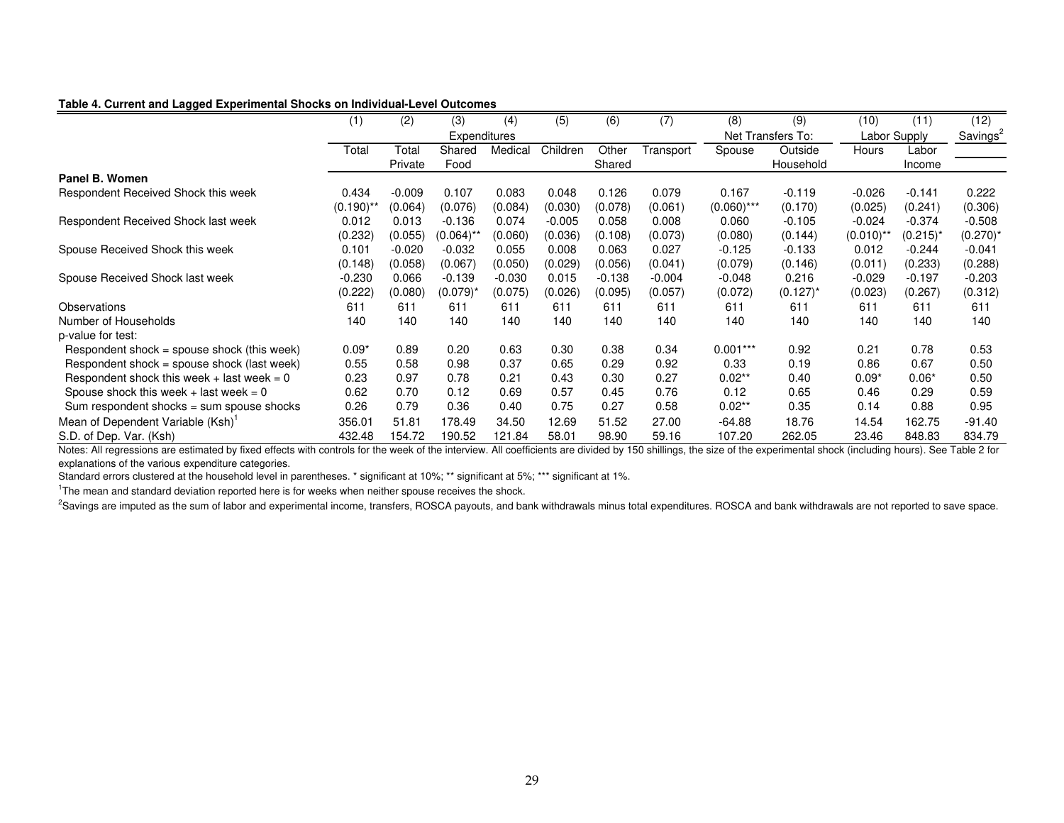**Table 4. Current and Lagged Experimental Shocks on Individual-Level Outcomes**

| | (1) | (2) | (3) | (4) | (5) | (6) | (7) | (8) | (9) | (10) | (11) | (12) |
|---|---|---|---|---|---|---|---|---|---|---|---|---|
| | Expenditures | | | | | | | Net Transfers To: | | Labor Supply | | Savings[2] |
| | Total | Total Private | Shared Food | Medical | Children | Other Shared | Transport | Spouse | Outside Household | Hours | Labor Income | |
| **Panel B. Women** | | | | | | | | | | | | |
| Respondent Received Shock this week | 0.434 | -0.009 | 0.107 | 0.083 | 0.048 | 0.126 | 0.079 | 0.167 | -0.119 | -0.026 | -0.141 | 0.222 |
| | (0.190)** | (0.064) | (0.076) | (0.084) | (0.030) | (0.078) | (0.061) | (0.060)*** | (0.170) | (0.025) | (0.241) | (0.306) |
| Respondent Received Shock last week | 0.012 | 0.013 | -0.136 | 0.074 | -0.005 | 0.058 | 0.008 | 0.060 | -0.105 | -0.024 | -0.374 | -0.508 |
| | (0.232) | (0.055) | (0.064)** | (0.060) | (0.036) | (0.108) | (0.073) | (0.080) | (0.144) | (0.010)** | (0.215)* | (0.270)* |
| Spouse Received Shock this week | 0.101 | -0.020 | -0.032 | 0.055 | 0.008 | 0.063 | 0.027 | -0.125 | -0.133 | 0.012 | -0.244 | -0.041 |
| | (0.148) | (0.058) | (0.067) | (0.050) | (0.029) | (0.056) | (0.041) | (0.079) | (0.146) | (0.011) | (0.233) | (0.288) |
| Spouse Received Shock last week | -0.230 | 0.066 | -0.139 | -0.030 | 0.015 | -0.138 | -0.004 | -0.048 | 0.216 | -0.029 | -0.197 | -0.203 |
| | (0.222) | (0.080) | (0.079)* | (0.075) | (0.026) | (0.095) | (0.057) | (0.072) | (0.127)* | (0.023) | (0.267) | (0.312) |
| Observations | 611 | 611 | 611 | 611 | 611 | 611 | 611 | 611 | 611 | 611 | 611 | 611 |
| Number of Households | 140 | 140 | 140 | 140 | 140 | 140 | 140 | 140 | 140 | 140 | 140 | 140 |
| p-value for test: | | | | | | | | | | | | |
| Respondent shock = spouse shock (this week) | 0.09* | 0.89 | 0.20 | 0.63 | 0.30 | 0.38 | 0.34 | 0.001*** | 0.92 | 0.21 | 0.78 | 0.53 |
| Respondent shock = spouse shock (last week) | 0.55 | 0.58 | 0.98 | 0.37 | 0.65 | 0.29 | 0.92 | 0.33 | 0.19 | 0.86 | 0.67 | 0.50 |
| Respondent shock this week + last week = 0 | 0.23 | 0.97 | 0.78 | 0.21 | 0.43 | 0.30 | 0.27 | 0.02** | 0.40 | 0.09* | 0.06* | 0.50 |
| Spouse shock this week + last week = 0 | 0.62 | 0.70 | 0.12 | 0.69 | 0.57 | 0.45 | 0.76 | 0.12 | 0.65 | 0.46 | 0.29 | 0.59 |
| Sum respondent shocks = sum spouse shocks | 0.26 | 0.79 | 0.36 | 0.40 | 0.75 | 0.27 | 0.58 | 0.02** | 0.35 | 0.14 | 0.88 | 0.95 |
| Mean of Dependent Variable (Ksh)[1] | 356.01 | 51.81 | 178.49 | 34.50 | 12.69 | 51.52 | 27.00 | -64.88 | 18.76 | 14.54 | 162.75 | -91.40 |
| S.D. of Dep. Var. (Ksh) | 432.48 | 154.72 | 190.52 | 121.84 | 58.01 | 98.90 | 59.16 | 107.20 | 262.05 | 23.46 | 848.83 | 834.79 |

Notes: All regressions are estimated by fixed effects with controls for the week of the interview. All coefficients are divided by 150 shillings, the size of the experimental shock (including hours). See Table 2 for explanations of the various expenditure categories.

Standard errors clustered at the household level in parentheses. * significant at 10%; ** significant at 5%; *** significant at 1%.

[1]The mean and standard deviation reported here is for weeks when neither spouse receives the shock.

[2]Savings are imputed as the sum of labor and experimental income, transfers, ROSCA payouts, and bank withdrawals minus total expenditures. ROSCA and bank withdrawals are not reported to save space.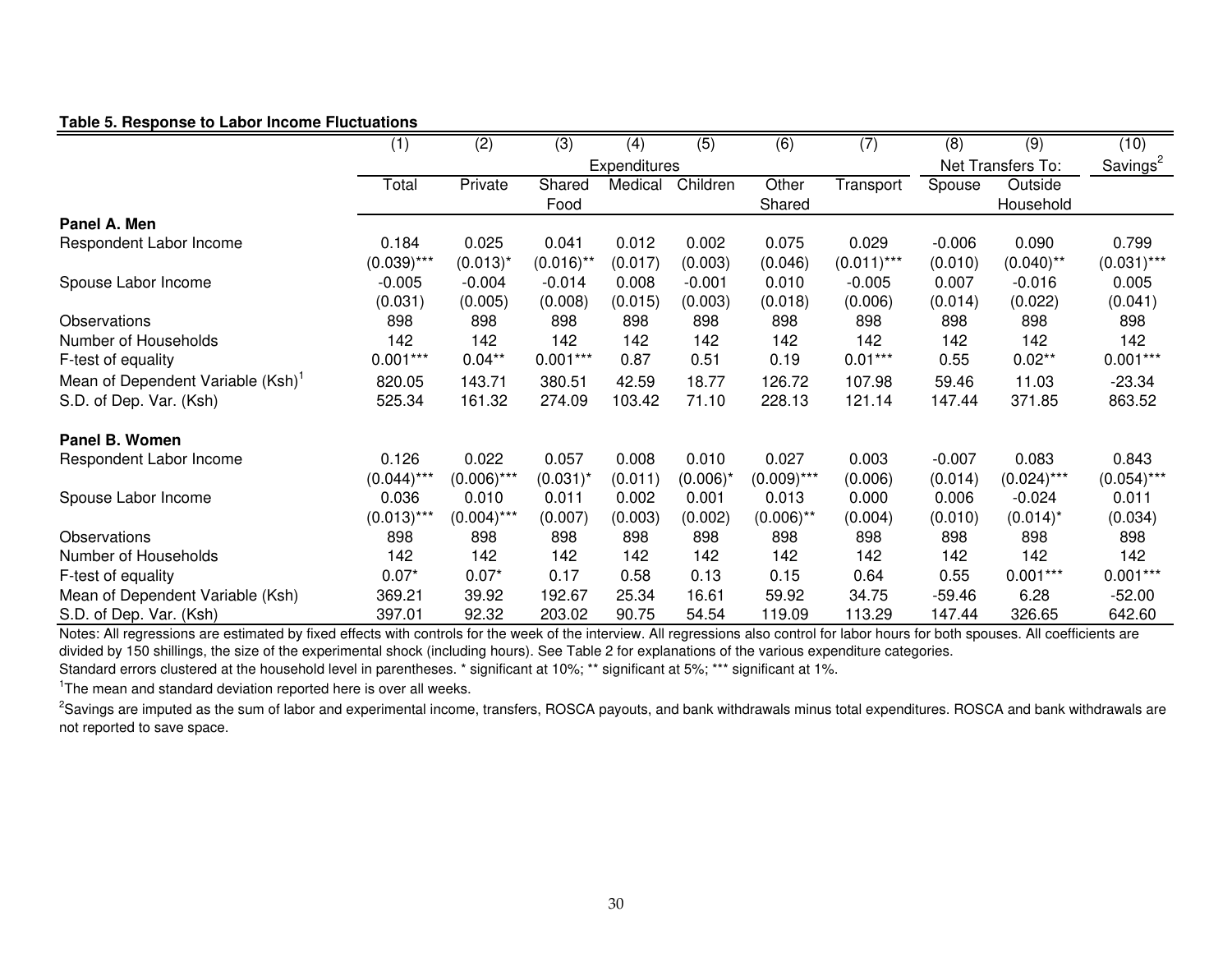**Table 5. Response to Labor Income Fluctuations**

| | (1) | (2) | (3) | (4) | (5) | (6) | (7) | (8) | (9) | (10) |
|---|---|---|---|---|---|---|---|---|---|---|
| | Expenditures | | | | | | | Net Transfers To: | | Savings[2] |
| | Total | Private | Shared Food | Medical | Children | Other Shared | Transport | Spouse | Outside Household | |
| **Panel A. Men** | | | | | | | | | | |
| Respondent Labor Income | 0.184 | 0.025 | 0.041 | 0.012 | 0.002 | 0.075 | 0.029 | -0.006 | 0.090 | 0.799 |
| | (0.039)*** | (0.013)* | (0.016)** | (0.017) | (0.003) | (0.046) | (0.011)*** | (0.010) | (0.040)** | (0.031)*** |
| Spouse Labor Income | -0.005 | -0.004 | -0.014 | 0.008 | -0.001 | 0.010 | -0.005 | 0.007 | -0.016 | 0.005 |
| | (0.031) | (0.005) | (0.008) | (0.015) | (0.003) | (0.018) | (0.006) | (0.014) | (0.022) | (0.041) |
| Observations | 898 | 898 | 898 | 898 | 898 | 898 | 898 | 898 | 898 | 898 |
| Number of Households | 142 | 142 | 142 | 142 | 142 | 142 | 142 | 142 | 142 | 142 |
| F-test of equality | 0.001*** | 0.04** | 0.001*** | 0.87 | 0.51 | 0.19 | 0.01*** | 0.55 | 0.02** | 0.001*** |
| Mean of Dependent Variable (Ksh)[1] | 820.05 | 143.71 | 380.51 | 42.59 | 18.77 | 126.72 | 107.98 | 59.46 | 11.03 | -23.34 |
| S.D. of Dep. Var. (Ksh) | 525.34 | 161.32 | 274.09 | 103.42 | 71.10 | 228.13 | 121.14 | 147.44 | 371.85 | 863.52 |
| **Panel B. Women** | | | | | | | | | | |
| Respondent Labor Income | 0.126 | 0.022 | 0.057 | 0.008 | 0.010 | 0.027 | 0.003 | -0.007 | 0.083 | 0.843 |
| | (0.044)*** | (0.006)*** | (0.031)* | (0.011) | (0.006)* | (0.009)*** | (0.006) | (0.014) | (0.024)*** | (0.054)*** |
| Spouse Labor Income | 0.036 | 0.010 | 0.011 | 0.002 | 0.001 | 0.013 | 0.000 | 0.006 | -0.024 | 0.011 |
| | (0.013)*** | (0.004)*** | (0.007) | (0.003) | (0.002) | (0.006)** | (0.004) | (0.010) | (0.014)* | (0.034) |
| Observations | 898 | 898 | 898 | 898 | 898 | 898 | 898 | 898 | 898 | 898 |
| Number of Households | 142 | 142 | 142 | 142 | 142 | 142 | 142 | 142 | 142 | 142 |
| F-test of equality | 0.07* | 0.07* | 0.17 | 0.58 | 0.13 | 0.15 | 0.64 | 0.55 | 0.001*** | 0.001*** |
| Mean of Dependent Variable (Ksh) | 369.21 | 39.92 | 192.67 | 25.34 | 16.61 | 59.92 | 34.75 | -59.46 | 6.28 | -52.00 |
| S.D. of Dep. Var. (Ksh) | 397.01 | 92.32 | 203.02 | 90.75 | 54.54 | 119.09 | 113.29 | 147.44 | 326.65 | 642.60 |

Notes: All regressions are estimated by fixed effects with controls for the week of the interview. All regressions also control for labor hours for both spouses. All coefficients are divided by 150 shillings, the size of the experimental shock (including hours). See Table 2 for explanations of the various expenditure categories.
Standard errors clustered at the household level in parentheses. * significant at 10%; ** significant at 5%; *** significant at 1%.

[1]The mean and standard deviation reported here is over all weeks.

[2]Savings are imputed as the sum of labor and experimental income, transfers, ROSCA payouts, and bank withdrawals minus total expenditures. ROSCA and bank withdrawals are not reported to save space.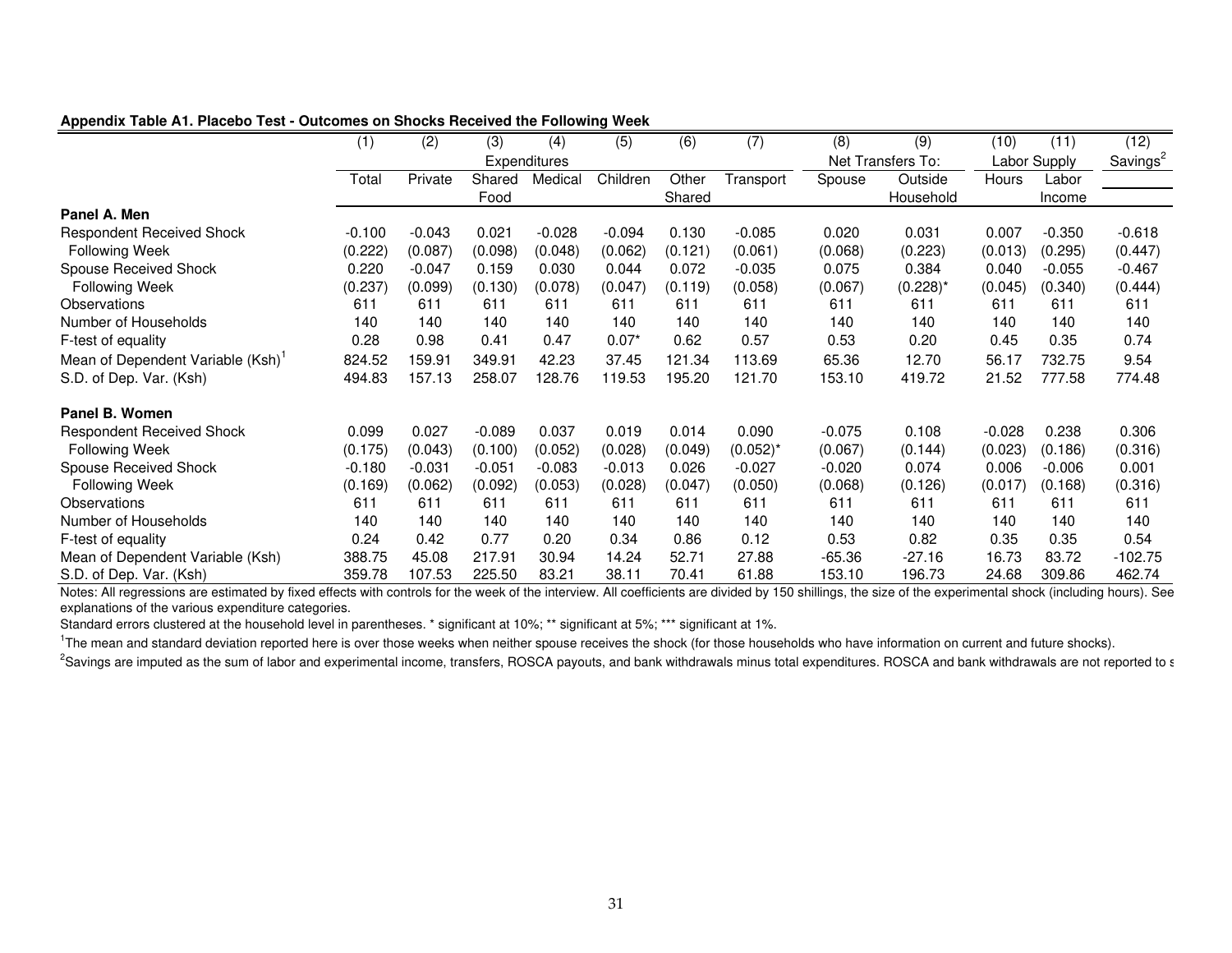**Appendix Table A1. Placebo Test - Outcomes on Shocks Received the Following Week**

| | (1) | (2) | (3) | (4) | (5) | (6) | (7) | (8) | (9) | (10) | (11) | (12) |
|---|---|---|---|---|---|---|---|---|---|---|---|---|
| | Expenditures | | | | | | | Net Transfers To: | | Labor Supply | | Savings[2] |
| | Total | Private | Shared Food | Medical | Children | Other Shared | Transport | Spouse | Outside Household | Hours | Labor Income | |
| **Panel A. Men** | | | | | | | | | | | | |
| Respondent Received Shock | -0.100 | -0.043 | 0.021 | -0.028 | -0.094 | 0.130 | -0.085 | 0.020 | 0.031 | 0.007 | -0.350 | -0.618 |
| Following Week | (0.222) | (0.087) | (0.098) | (0.048) | (0.062) | (0.121) | (0.061) | (0.068) | (0.223) | (0.013) | (0.295) | (0.447) |
| Spouse Received Shock | 0.220 | -0.047 | 0.159 | 0.030 | 0.044 | 0.072 | -0.035 | 0.075 | 0.384 | 0.040 | -0.055 | -0.467 |
| Following Week | (0.237) | (0.099) | (0.130) | (0.078) | (0.047) | (0.119) | (0.058) | (0.067) | (0.228)* | (0.045) | (0.340) | (0.444) |
| Observations | 611 | 611 | 611 | 611 | 611 | 611 | 611 | 611 | 611 | 611 | 611 | 611 |
| Number of Households | 140 | 140 | 140 | 140 | 140 | 140 | 140 | 140 | 140 | 140 | 140 | 140 |
| F-test of equality | 0.28 | 0.98 | 0.41 | 0.47 | 0.07* | 0.62 | 0.57 | 0.53 | 0.20 | 0.45 | 0.35 | 0.74 |
| Mean of Dependent Variable (Ksh)[1] | 824.52 | 159.91 | 349.91 | 42.23 | 37.45 | 121.34 | 113.69 | 65.36 | 12.70 | 56.17 | 732.75 | 9.54 |
| S.D. of Dep. Var. (Ksh) | 494.83 | 157.13 | 258.07 | 128.76 | 119.53 | 195.20 | 121.70 | 153.10 | 419.72 | 21.52 | 777.58 | 774.48 |
| **Panel B. Women** | | | | | | | | | | | | |
| Respondent Received Shock | 0.099 | 0.027 | -0.089 | 0.037 | 0.019 | 0.014 | 0.090 | -0.075 | 0.108 | -0.028 | 0.238 | 0.306 |
| Following Week | (0.175) | (0.043) | (0.100) | (0.052) | (0.028) | (0.049) | (0.052)* | (0.067) | (0.144) | (0.023) | (0.186) | (0.316) |
| Spouse Received Shock | -0.180 | -0.031 | -0.051 | -0.083 | -0.013 | 0.026 | -0.027 | -0.020 | 0.074 | 0.006 | -0.006 | 0.001 |
| Following Week | (0.169) | (0.062) | (0.092) | (0.053) | (0.028) | (0.047) | (0.050) | (0.068) | (0.126) | (0.017) | (0.168) | (0.316) |
| Observations | 611 | 611 | 611 | 611 | 611 | 611 | 611 | 611 | 611 | 611 | 611 | 611 |
| Number of Households | 140 | 140 | 140 | 140 | 140 | 140 | 140 | 140 | 140 | 140 | 140 | 140 |
| F-test of equality | 0.24 | 0.42 | 0.77 | 0.20 | 0.34 | 0.86 | 0.12 | 0.53 | 0.82 | 0.35 | 0.35 | 0.54 |
| Mean of Dependent Variable (Ksh) | 388.75 | 45.08 | 217.91 | 30.94 | 14.24 | 52.71 | 27.88 | -65.36 | -27.16 | 16.73 | 83.72 | -102.75 |
| S.D. of Dep. Var. (Ksh) | 359.78 | 107.53 | 225.50 | 83.21 | 38.11 | 70.41 | 61.88 | 153.10 | 196.73 | 24.68 | 309.86 | 462.74 |

Notes: All regressions are estimated by fixed effects with controls for the week of the interview. All coefficients are divided by 150 shillings, the size of the experimental shock (including hours). See explanations of the various expenditure categories.

Standard errors clustered at the household level in parentheses. * significant at 10%; ** significant at 5%; *** significant at 1%.

[1]The mean and standard deviation reported here is over those weeks when neither spouse receives the shock (for those households who have information on current and future shocks).

[2]Savings are imputed as the sum of labor and experimental income, transfers, ROSCA payouts, and bank withdrawals minus total expenditures. ROSCA and bank withdrawals are not reported to s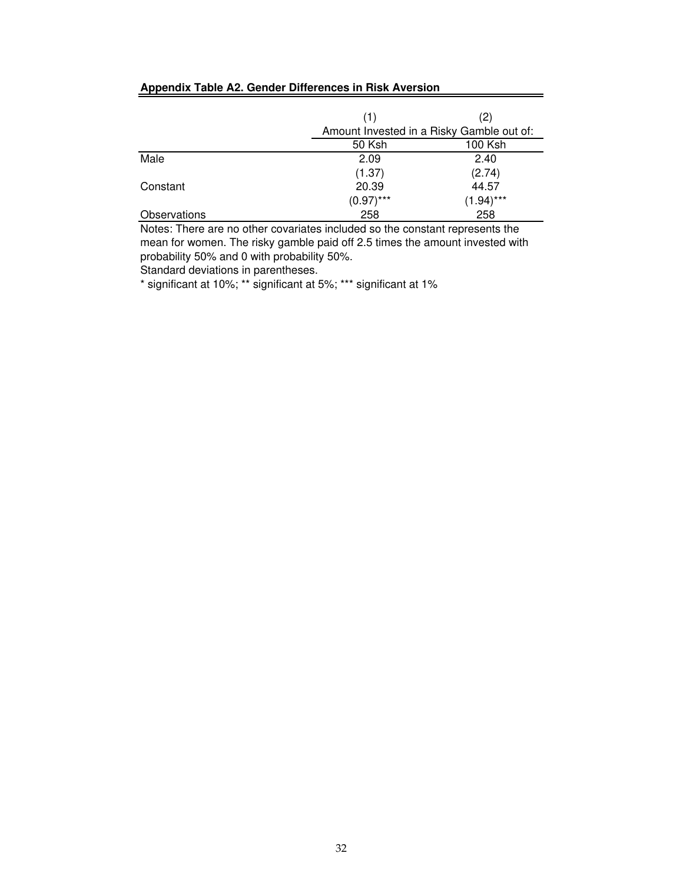**Appendix Table A2. Gender Differences in Risk Aversion**

| | (1) | (2) |
|---|---|---|
| | Amount Invested in a Risky Gamble out of: | |
| | 50 Ksh | 100 Ksh |
| Male | 2.09 | 2.40 |
| | (1.37) | (2.74) |
| Constant | 20.39 | 44.57 |
| | (0.97)*** | (1.94)*** |
| Observations | 258 | 258 |

Notes: There are no other covariates included so the constant represents the mean for women. The risky gamble paid off 2.5 times the amount invested with probability 50% and 0 with probability 50%.

Standard deviations in parentheses.

* significant at 10%; ** significant at 5%; *** significant at 1%